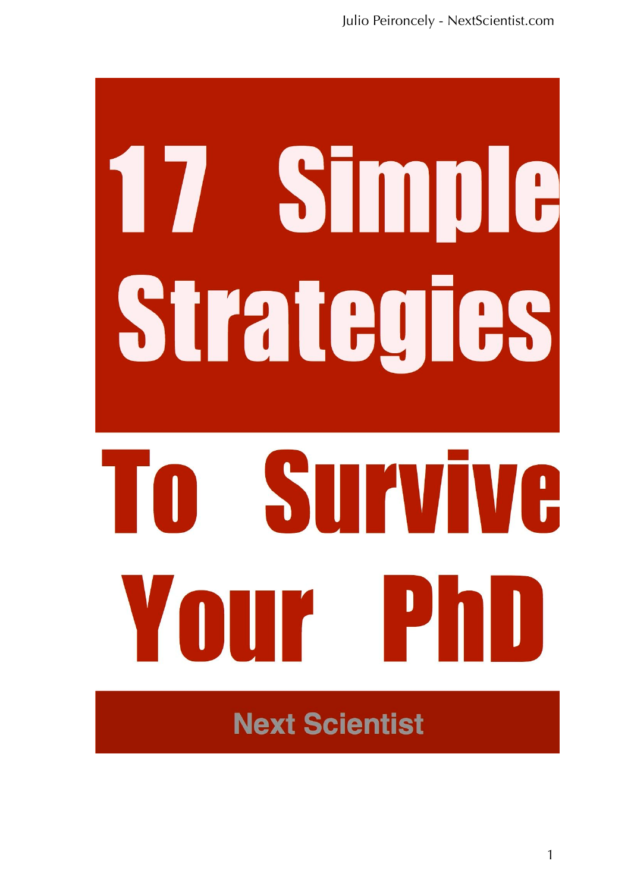# 17 Simple Strategies To Survive Your PhD

Next Scientist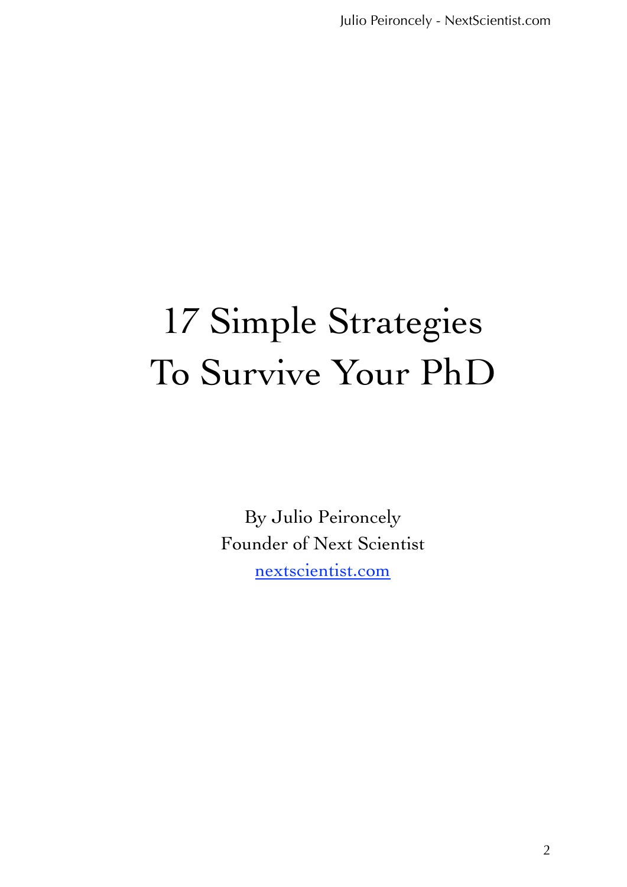# 17 Simple Strategies To Survive Your PhD

By Julio Peironcely

Founder of Next Scientist

[nextscientist.com](http://nextscientist.com)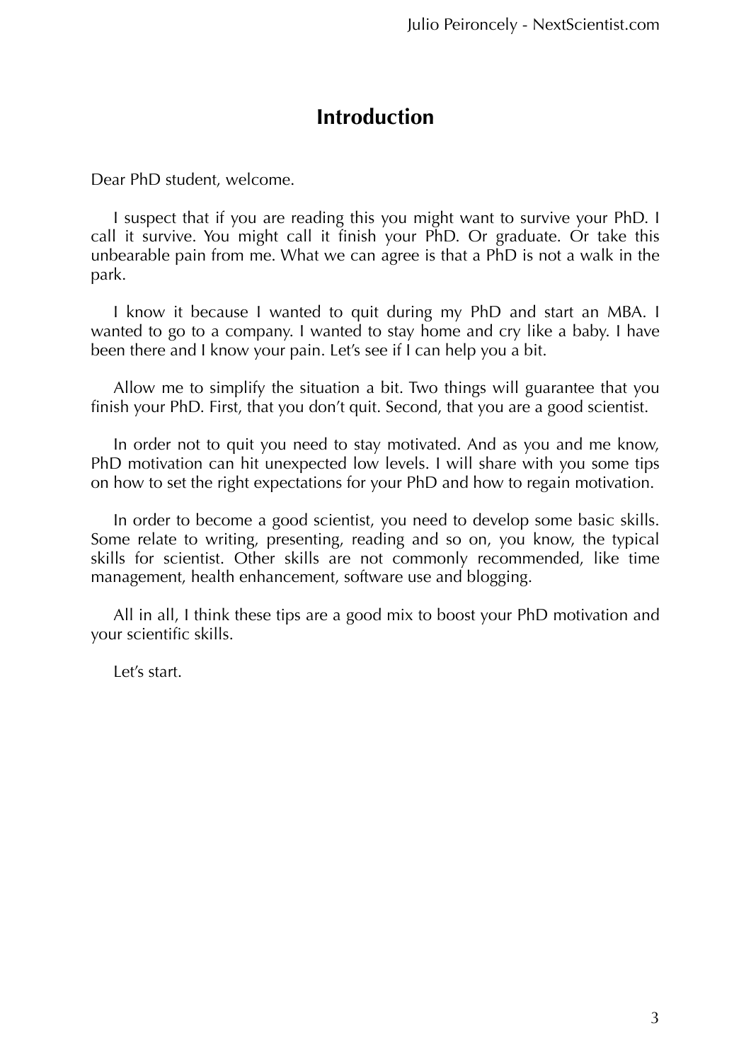# Introduction

Dear PhD student, welcome.

I suspect that if you are reading this you might want to survive your PhD. I call it survive. You might call it finish your PhD. Or graduate. Or take this unbearable pain from me. What we can agree is that a PhD is not a walk in the park.

I know it because I wanted to quit during my PhD and start an MBA. I wanted to go to a company. I wanted to stay home and cry like a baby. I have been there and I know your pain. Let's see if I can help you a bit.

Allow me to simplify the situation a bit. Two things will guarantee that you finish your PhD. First, that you don't quit. Second, that you are a good scientist.

In order not to quit you need to stay motivated. And as you and me know, PhD motivation can hit unexpected low levels. I will share with you some tips on how to set the right expectations for your PhD and how to regain motivation.

In order to become a good scientist, you need to develop some basic skills. Some relate to writing, presenting, reading and so on, you know, the typical skills for scientist. Other skills are not commonly recommended, like time management, health enhancement, software use and blogging.

All in all, I think these tips are a good mix to boost your PhD motivation and your scientific skills.

Let's start.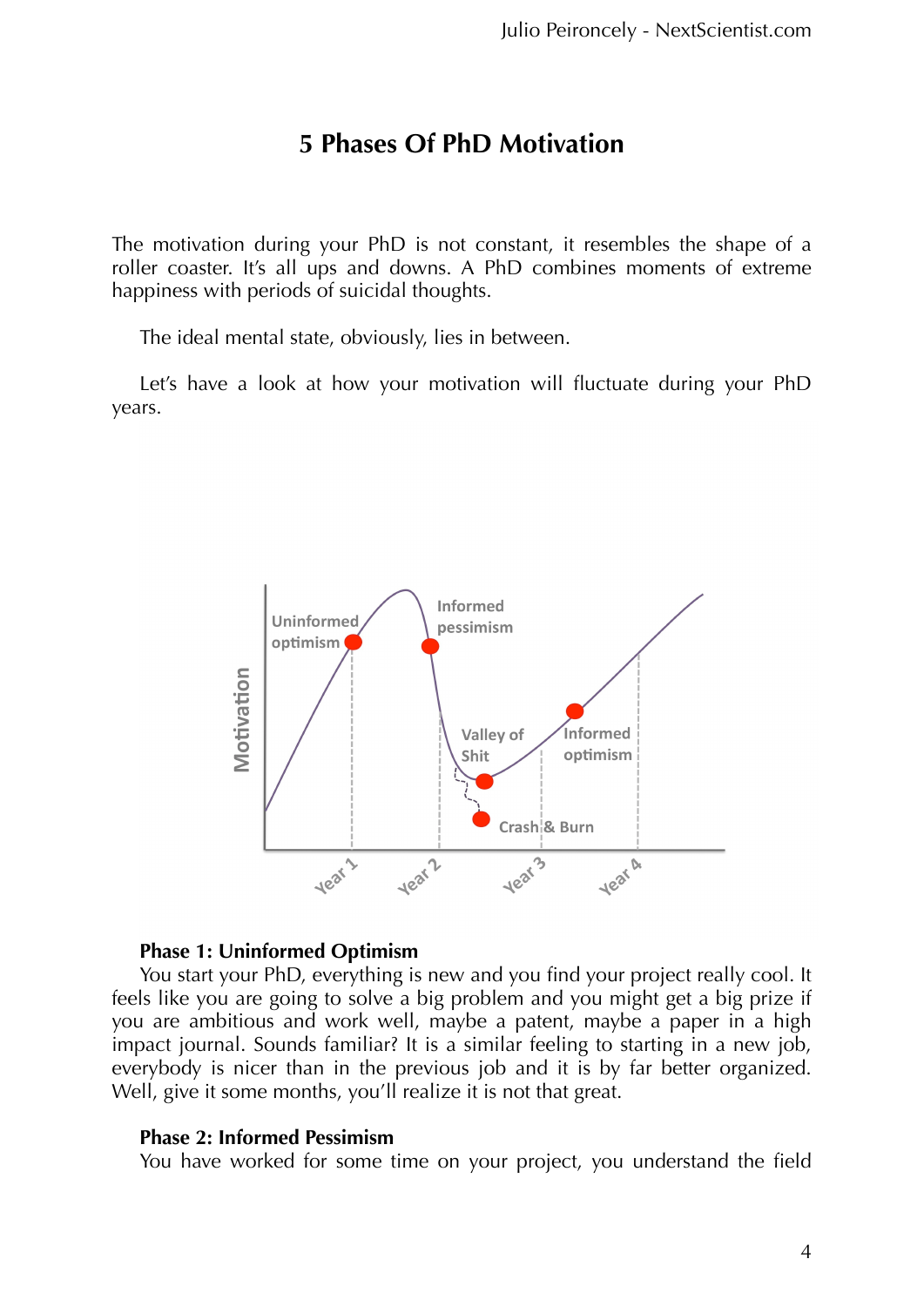# 5 Phases Of PhD Motivation

The motivation during your PhD is not constant, it resembles the shape of a roller coaster. It's all ups and downs. A PhD combines moments of extreme happiness with periods of suicidal thoughts.

The ideal mental state, obviously, lies in between.

Let's have a look at how your motivation will fluctuate during your PhD years.

**Phase 1: Uninformed Optimism**

You start your PhD, everything is new and you find your project really cool. It feels like you are going to solve a big problem and you might get a big prize if you are ambitious and work well, maybe a patent, maybe a paper in a high impact journal. Sounds familiar? It is a similar feeling to starting in a new job, everybody is nicer than in the previous job and it is by far better organized. Well, give it some months, you'll realize it is not that great.

**Phase 2: Informed Pessimism**

You have worked for some time on your project, you understand the field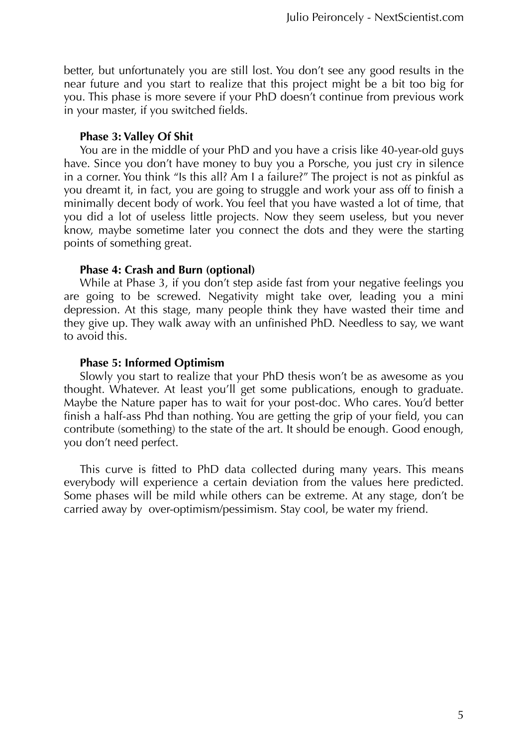better, but unfortunately you are still lost. You don't see any good results in the near future and you start to realize that this project might be a bit too big for you. This phase is more severe if your PhD doesn't continue from previous work in your master, if you switched fields.

**Phase 3: Valley Of Shit**

You are in the middle of your PhD and you have a crisis like 40-year-old guys have. Since you don't have money to buy you a Porsche, you just cry in silence in a corner. You think "Is this all? Am I a failure?" The project is not as pinkful as you dreamt it, in fact, you are going to struggle and work your ass off to finish a minimally decent body of work. You feel that you have wasted a lot of time, that you did a lot of useless little projects. Now they seem useless, but you never know, maybe sometime later you connect the dots and they were the starting points of something great.

**Phase 4: Crash and Burn (optional)**

While at Phase 3, if you don't step aside fast from your negative feelings you are going to be screwed. Negativity might take over, leading you a mini depression. At this stage, many people think they have wasted their time and they give up. They walk away with an unfinished PhD. Needless to say, we want to avoid this.

**Phase 5: Informed Optimism**

Slowly you start to realize that your PhD thesis won't be as awesome as you thought. Whatever. At least you'll get some publications, enough to graduate. Maybe the Nature paper has to wait for your post-doc. Who cares. You'd better finish a half-ass Phd than nothing. You are getting the grip of your field, you can contribute (something) to the state of the art. It should be enough. Good enough, you don't need perfect.

This curve is fitted to PhD data collected during many years. This means everybody will experience a certain deviation from the values here predicted. Some phases will be mild while others can be extreme. At any stage, don't be carried away by over-optimism/pessimism. Stay cool, be water my friend.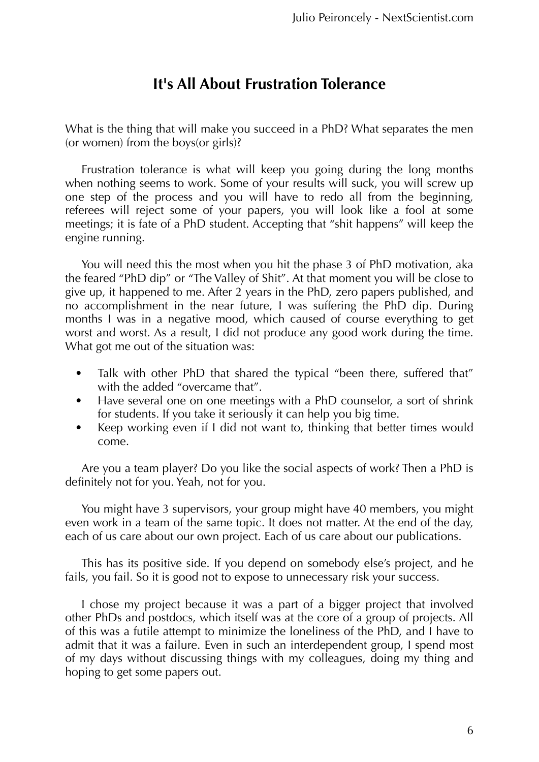## It's All About Frustration Tolerance

What is the thing that will make you succeed in a PhD? What separates the men (or women) from the boys(or girls)?

Frustration tolerance is what will keep you going during the long months when nothing seems to work. Some of your results will suck, you will screw up one step of the process and you will have to redo all from the beginning, referees will reject some of your papers, you will look like a fool at some meetings; it is fate of a PhD student. Accepting that “shit happens” will keep the engine running.

You will need this the most when you hit the phase 3 of PhD motivation, aka the feared “PhD dip” or “The Valley of Shit”. At that moment you will be close to give up, it happened to me. After 2 years in the PhD, zero papers published, and no accomplishment in the near future, I was suffering the PhD dip. During months I was in a negative mood, which caused of course everything to get worst and worst. As a result, I did not produce any good work during the time. What got me out of the situation was:

- Talk with other PhD that shared the typical “been there, suffered that” with the added “overcame that”.
- Have several one on one meetings with a PhD counselor, a sort of shrink for students. If you take it seriously it can help you big time.
- Keep working even if I did not want to, thinking that better times would come.

Are you a team player? Do you like the social aspects of work? Then a PhD is definitely not for you. Yeah, not for you.

You might have 3 supervisors, your group might have 40 members, you might even work in a team of the same topic. It does not matter. At the end of the day, each of us care about our own project. Each of us care about our publications.

This has its positive side. If you depend on somebody else’s project, and he fails, you fail. So it is good not to expose to unnecessary risk your success.

I chose my project because it was a part of a bigger project that involved other PhDs and postdocs, which itself was at the core of a group of projects. All of this was a futile attempt to minimize the loneliness of the PhD, and I have to admit that it was a failure. Even in such an interdependent group, I spend most of my days without discussing things with my colleagues, doing my thing and hoping to get some papers out.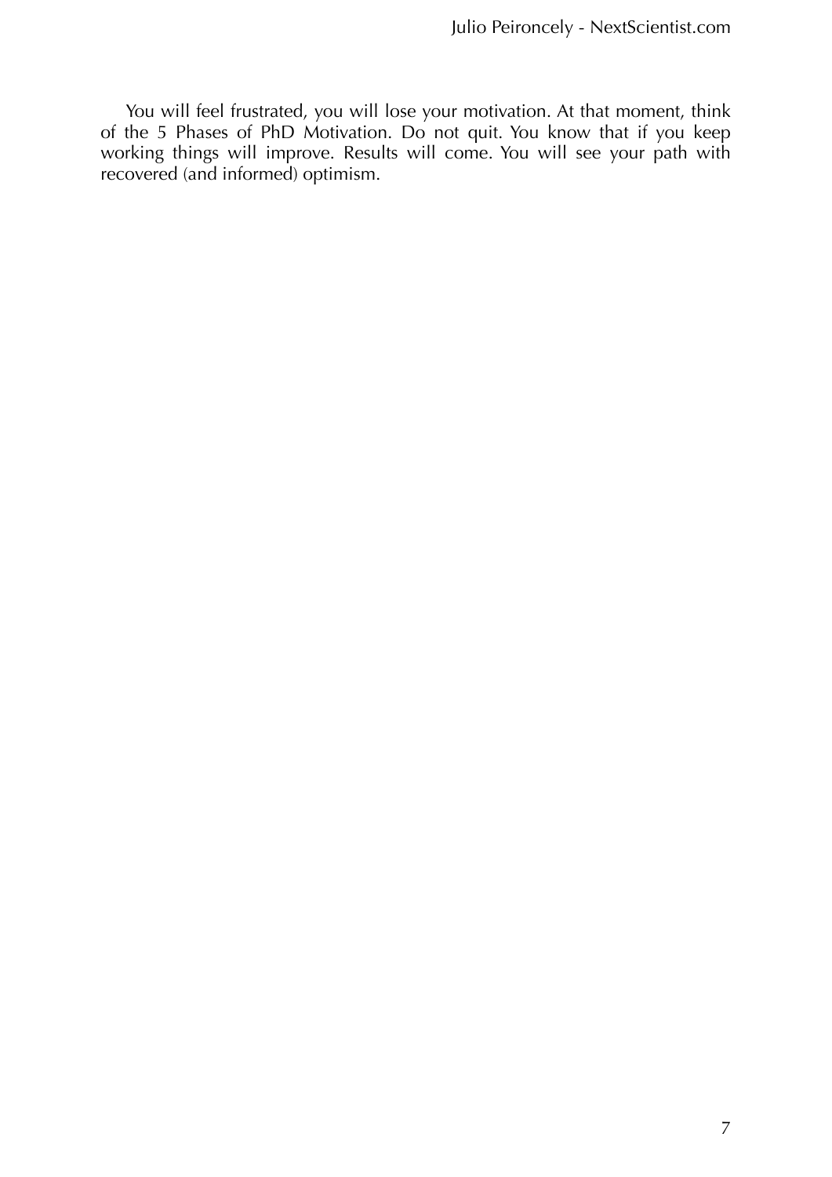You will feel frustrated, you will lose your motivation. At that moment, think of the 5 Phases of PhD Motivation. Do not quit. You know that if you keep working things will improve. Results will come. You will see your path with recovered (and informed) optimism.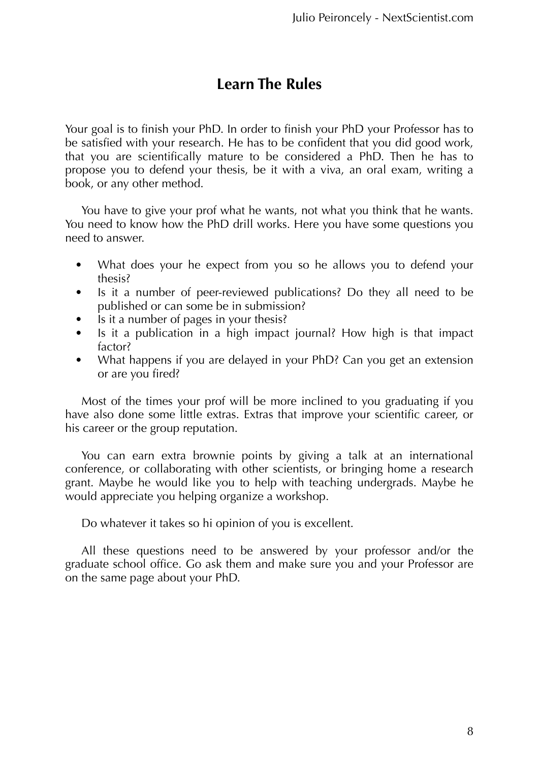## Learn The Rules

Your goal is to finish your PhD. In order to finish your PhD your Professor has to be satisfied with your research. He has to be confident that you did good work, that you are scientifically mature to be considered a PhD. Then he has to propose you to defend your thesis, be it with a viva, an oral exam, writing a book, or any other method.

You have to give your prof what he wants, not what you think that he wants. You need to know how the PhD drill works. Here you have some questions you need to answer.

- What does your he expect from you so he allows you to defend your thesis?
- Is it a number of peer-reviewed publications? Do they all need to be published or can some be in submission?
- Is it a number of pages in your thesis?
- Is it a publication in a high impact journal? How high is that impact factor?
- What happens if you are delayed in your PhD? Can you get an extension or are you fired?

Most of the times your prof will be more inclined to you graduating if you have also done some little extras. Extras that improve your scientific career, or his career or the group reputation.

You can earn extra brownie points by giving a talk at an international conference, or collaborating with other scientists, or bringing home a research grant. Maybe he would like you to help with teaching undergrads. Maybe he would appreciate you helping organize a workshop.

Do whatever it takes so hi opinion of you is excellent.

All these questions need to be answered by your professor and/or the graduate school office. Go ask them and make sure you and your Professor are on the same page about your PhD.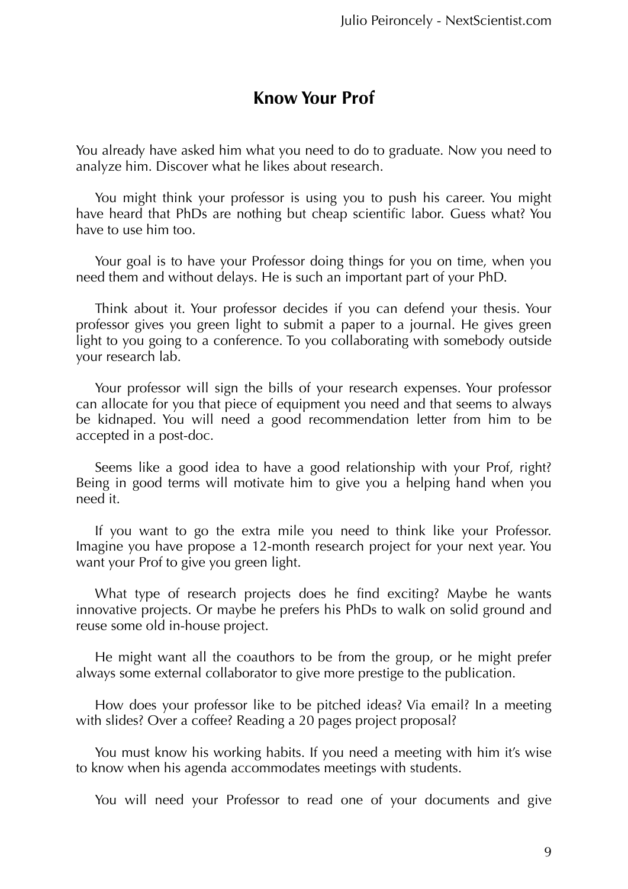## Know Your Prof

You already have asked him what you need to do to graduate. Now you need to analyze him. Discover what he likes about research.

You might think your professor is using you to push his career. You might have heard that PhDs are nothing but cheap scientific labor. Guess what? You have to use him too.

Your goal is to have your Professor doing things for you on time, when you need them and without delays. He is such an important part of your PhD.

Think about it. Your professor decides if you can defend your thesis. Your professor gives you green light to submit a paper to a journal. He gives green light to you going to a conference. To you collaborating with somebody outside your research lab.

Your professor will sign the bills of your research expenses. Your professor can allocate for you that piece of equipment you need and that seems to always be kidnaped. You will need a good recommendation letter from him to be accepted in a post-doc.

Seems like a good idea to have a good relationship with your Prof, right? Being in good terms will motivate him to give you a helping hand when you need it.

If you want to go the extra mile you need to think like your Professor. Imagine you have propose a 12-month research project for your next year. You want your Prof to give you green light.

What type of research projects does he find exciting? Maybe he wants innovative projects. Or maybe he prefers his PhDs to walk on solid ground and reuse some old in-house project.

He might want all the coauthors to be from the group, or he might prefer always some external collaborator to give more prestige to the publication.

How does your professor like to be pitched ideas? Via email? In a meeting with slides? Over a coffee? Reading a 20 pages project proposal?

You must know his working habits. If you need a meeting with him it's wise to know when his agenda accommodates meetings with students.

You will need your Professor to read one of your documents and give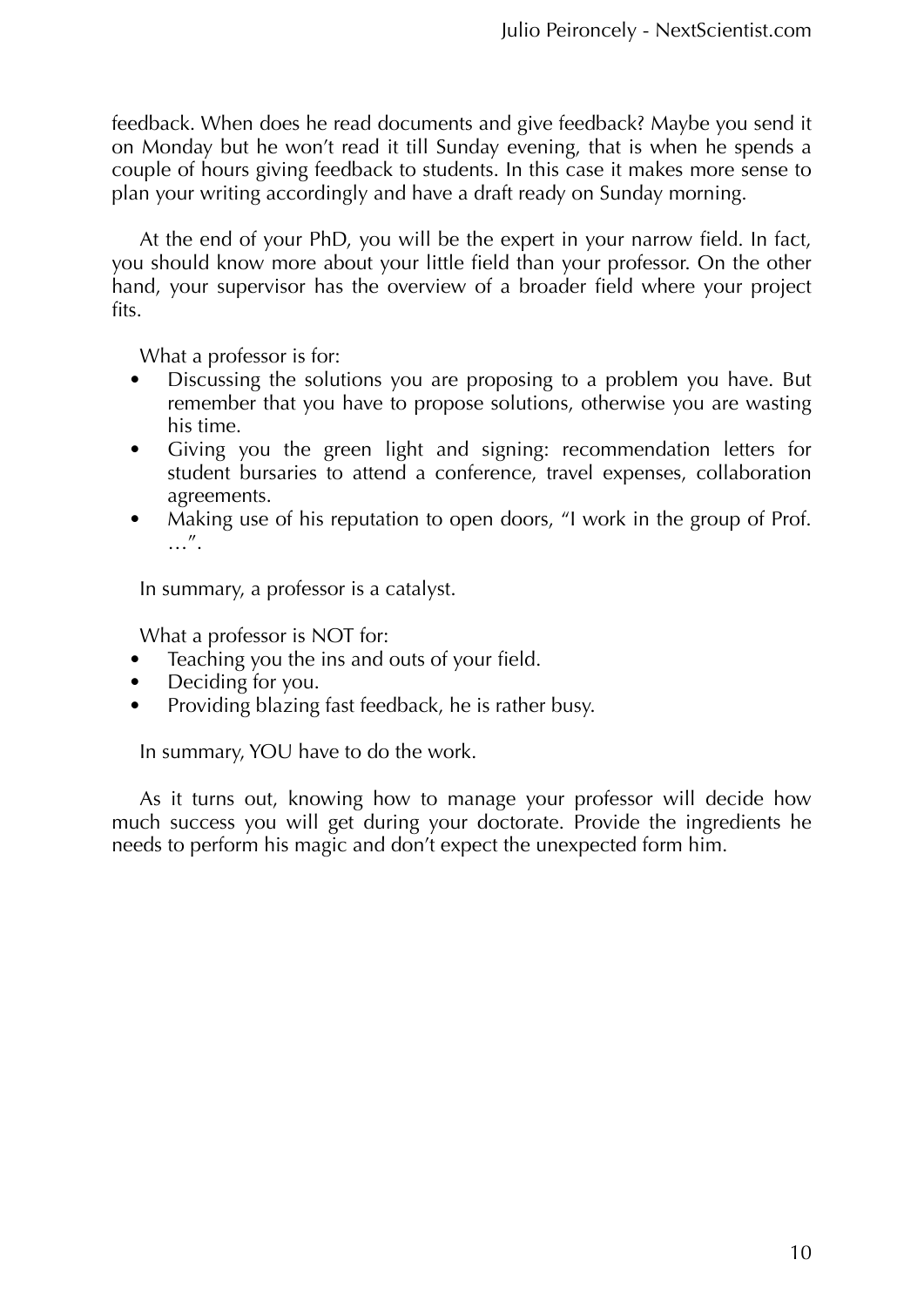feedback. When does he read documents and give feedback? Maybe you send it on Monday but he won't read it till Sunday evening, that is when he spends a couple of hours giving feedback to students. In this case it makes more sense to plan your writing accordingly and have a draft ready on Sunday morning.

At the end of your PhD, you will be the expert in your narrow field. In fact, you should know more about your little field than your professor. On the other hand, your supervisor has the overview of a broader field where your project fits.

What a professor is for:

- Discussing the solutions you are proposing to a problem you have. But remember that you have to propose solutions, otherwise you are wasting his time.
- Giving you the green light and signing: recommendation letters for student bursaries to attend a conference, travel expenses, collaboration agreements.
- Making use of his reputation to open doors, "I work in the group of Prof. …".

In summary, a professor is a catalyst.

What a professor is NOT for:

- Teaching you the ins and outs of your field.
- Deciding for you.
- Providing blazing fast feedback, he is rather busy.

In summary, YOU have to do the work.

As it turns out, knowing how to manage your professor will decide how much success you will get during your doctorate. Provide the ingredients he needs to perform his magic and don't expect the unexpected form him.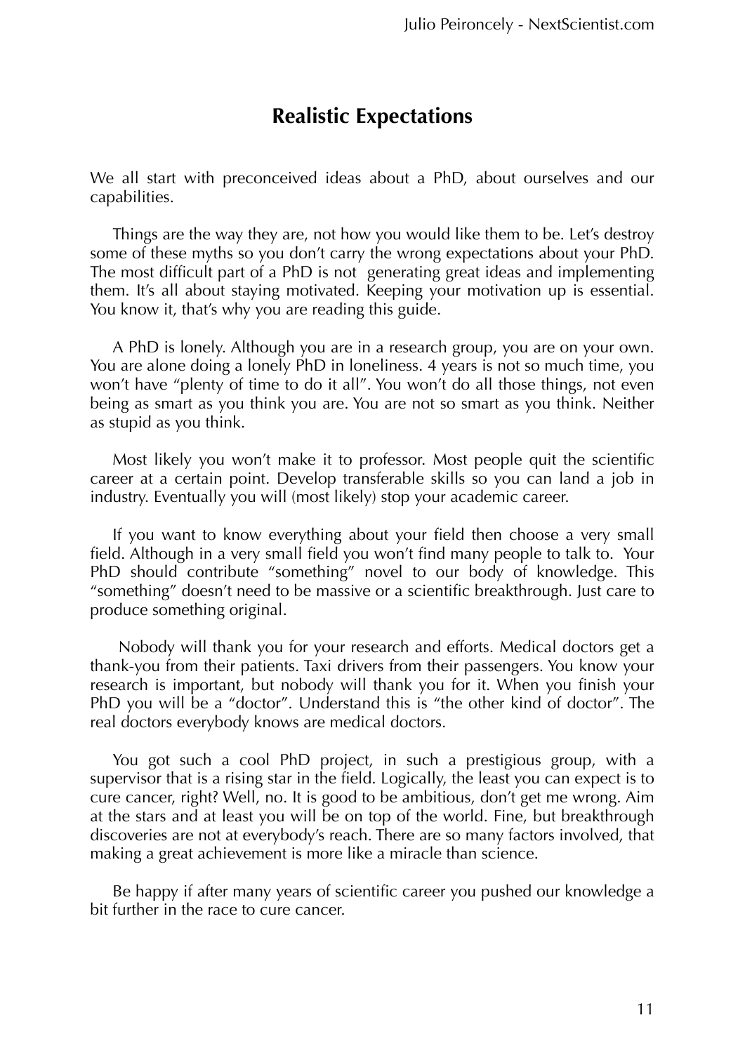## Realistic Expectations

We all start with preconceived ideas about a PhD, about ourselves and our capabilities.

Things are the way they are, not how you would like them to be. Let's destroy some of these myths so you don't carry the wrong expectations about your PhD. The most difficult part of a PhD is not generating great ideas and implementing them. It's all about staying motivated. Keeping your motivation up is essential. You know it, that's why you are reading this guide.

A PhD is lonely. Although you are in a research group, you are on your own. You are alone doing a lonely PhD in loneliness. 4 years is not so much time, you won't have "plenty of time to do it all". You won't do all those things, not even being as smart as you think you are. You are not so smart as you think. Neither as stupid as you think.

Most likely you won't make it to professor. Most people quit the scientific career at a certain point. Develop transferable skills so you can land a job in industry. Eventually you will (most likely) stop your academic career.

If you want to know everything about your field then choose a very small field. Although in a very small field you won't find many people to talk to. Your PhD should contribute "something" novel to our body of knowledge. This "something" doesn't need to be massive or a scientific breakthrough. Just care to produce something original.

Nobody will thank you for your research and efforts. Medical doctors get a thank-you from their patients. Taxi drivers from their passengers. You know your research is important, but nobody will thank you for it. When you finish your PhD you will be a "doctor". Understand this is "the other kind of doctor". The real doctors everybody knows are medical doctors.

You got such a cool PhD project, in such a prestigious group, with a supervisor that is a rising star in the field. Logically, the least you can expect is to cure cancer, right? Well, no. It is good to be ambitious, don't get me wrong. Aim at the stars and at least you will be on top of the world. Fine, but breakthrough discoveries are not at everybody's reach. There are so many factors involved, that making a great achievement is more like a miracle than science.

Be happy if after many years of scientific career you pushed our knowledge a bit further in the race to cure cancer.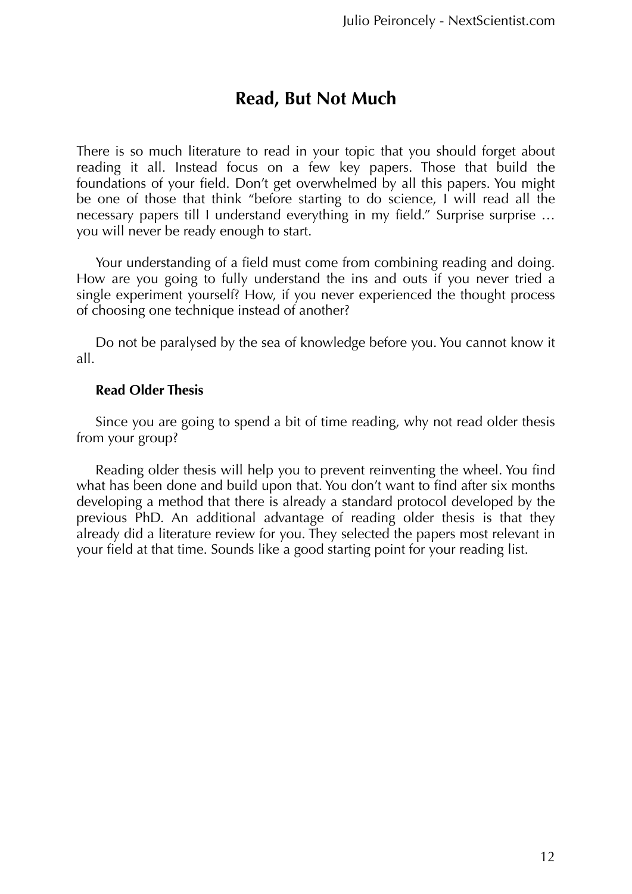# Read, But Not Much

There is so much literature to read in your topic that you should forget about reading it all. Instead focus on a few key papers. Those that build the foundations of your field. Don't get overwhelmed by all this papers. You might be one of those that think "before starting to do science, I will read all the necessary papers till I understand everything in my field." Surprise surprise … you will never be ready enough to start.

Your understanding of a field must come from combining reading and doing. How are you going to fully understand the ins and outs if you never tried a single experiment yourself? How, if you never experienced the thought process of choosing one technique instead of another?

Do not be paralysed by the sea of knowledge before you. You cannot know it all.

**Read Older Thesis**

Since you are going to spend a bit of time reading, why not read older thesis from your group?

Reading older thesis will help you to prevent reinventing the wheel. You find what has been done and build upon that. You don't want to find after six months developing a method that there is already a standard protocol developed by the previous PhD. An additional advantage of reading older thesis is that they already did a literature review for you. They selected the papers most relevant in your field at that time. Sounds like a good starting point for your reading list.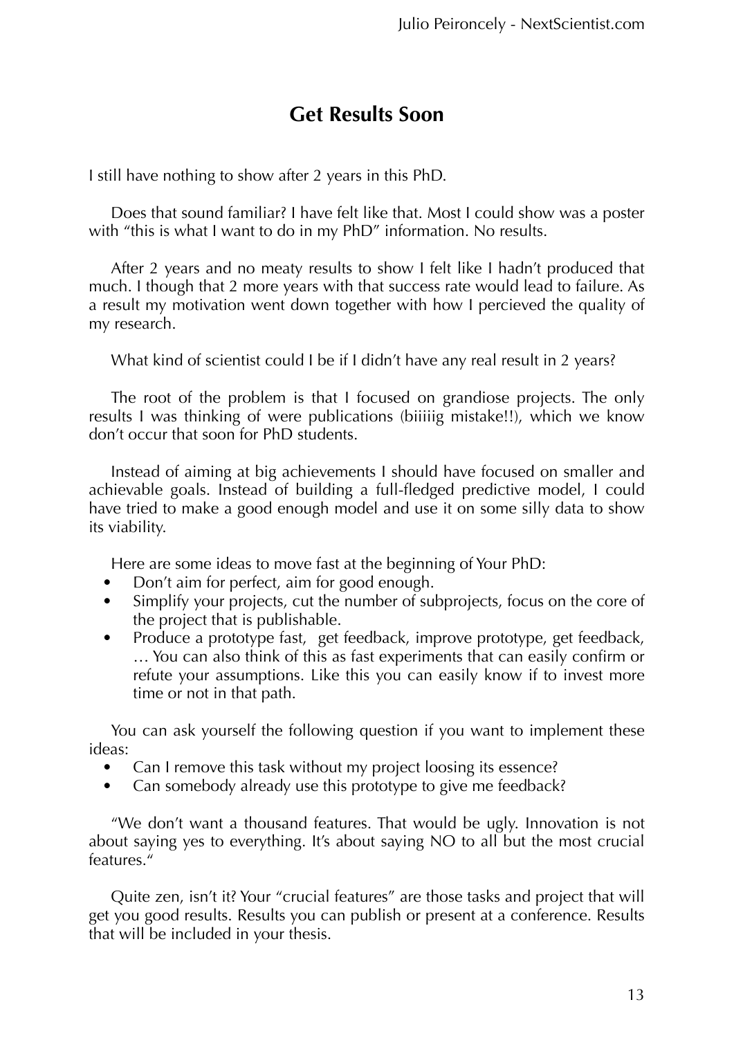# Get Results Soon

I still have nothing to show after 2 years in this PhD.

Does that sound familiar? I have felt like that. Most I could show was a poster with "this is what I want to do in my PhD" information. No results.

After 2 years and no meaty results to show I felt like I hadn't produced that much. I though that 2 more years with that success rate would lead to failure. As a result my motivation went down together with how I percieved the quality of my research.

What kind of scientist could I be if I didn't have any real result in 2 years?

The root of the problem is that I focused on grandiose projects. The only results I was thinking of were publications (biiiiig mistake!!), which we know don't occur that soon for PhD students.

Instead of aiming at big achievements I should have focused on smaller and achievable goals. Instead of building a full-fledged predictive model, I could have tried to make a good enough model and use it on some silly data to show its viability.

Here are some ideas to move fast at the beginning of Your PhD:

- Don't aim for perfect, aim for good enough.
- Simplify your projects, cut the number of subprojects, focus on the core of the project that is publishable.
- Produce a prototype fast, get feedback, improve prototype, get feedback, … You can also think of this as fast experiments that can easily confirm or refute your assumptions. Like this you can easily know if to invest more time or not in that path.

You can ask yourself the following question if you want to implement these ideas:

- Can I remove this task without my project loosing its essence?
- Can somebody already use this prototype to give me feedback?

"We don't want a thousand features. That would be ugly. Innovation is not about saying yes to everything. It's about saying NO to all but the most crucial features."

Quite zen, isn't it? Your "crucial features" are those tasks and project that will get you good results. Results you can publish or present at a conference. Results that will be included in your thesis.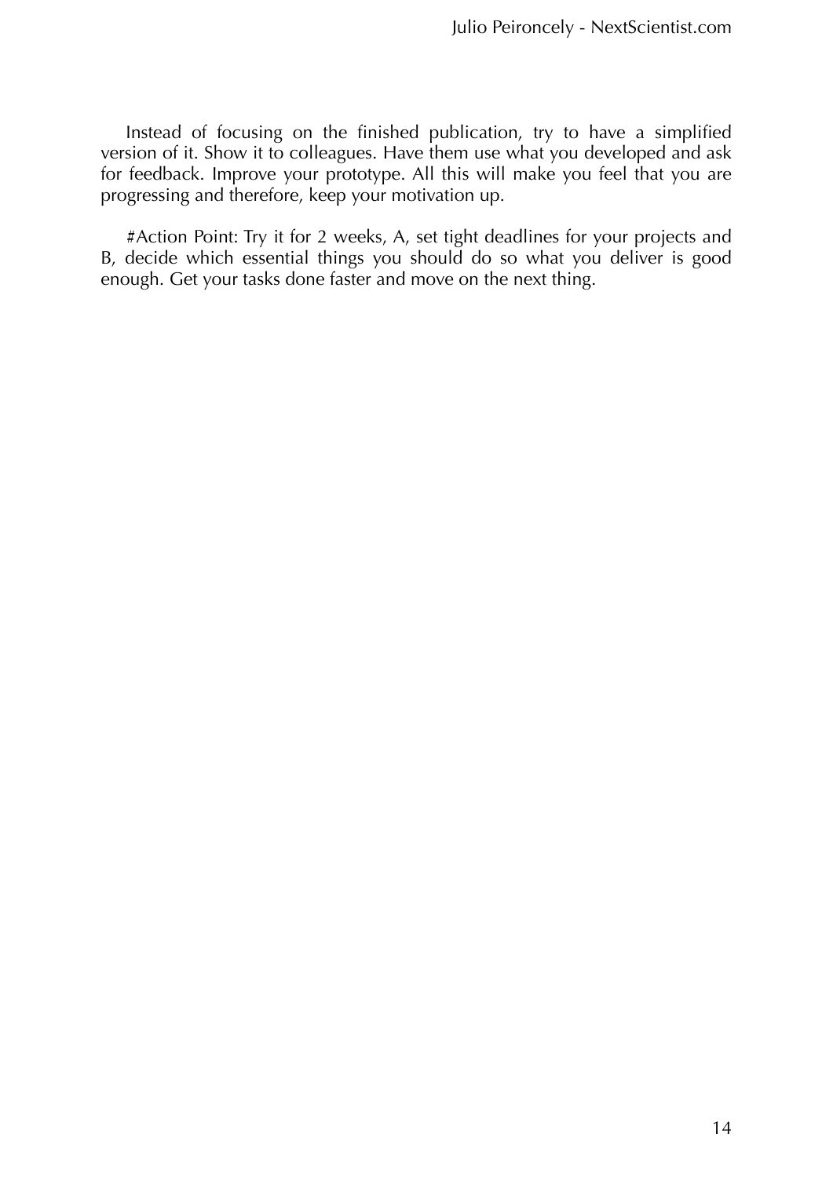Instead of focusing on the finished publication, try to have a simplified version of it. Show it to colleagues. Have them use what you developed and ask for feedback. Improve your prototype. All this will make you feel that you are progressing and therefore, keep your motivation up.

#Action Point: Try it for 2 weeks, A, set tight deadlines for your projects and B, decide which essential things you should do so what you deliver is good enough. Get your tasks done faster and move on the next thing.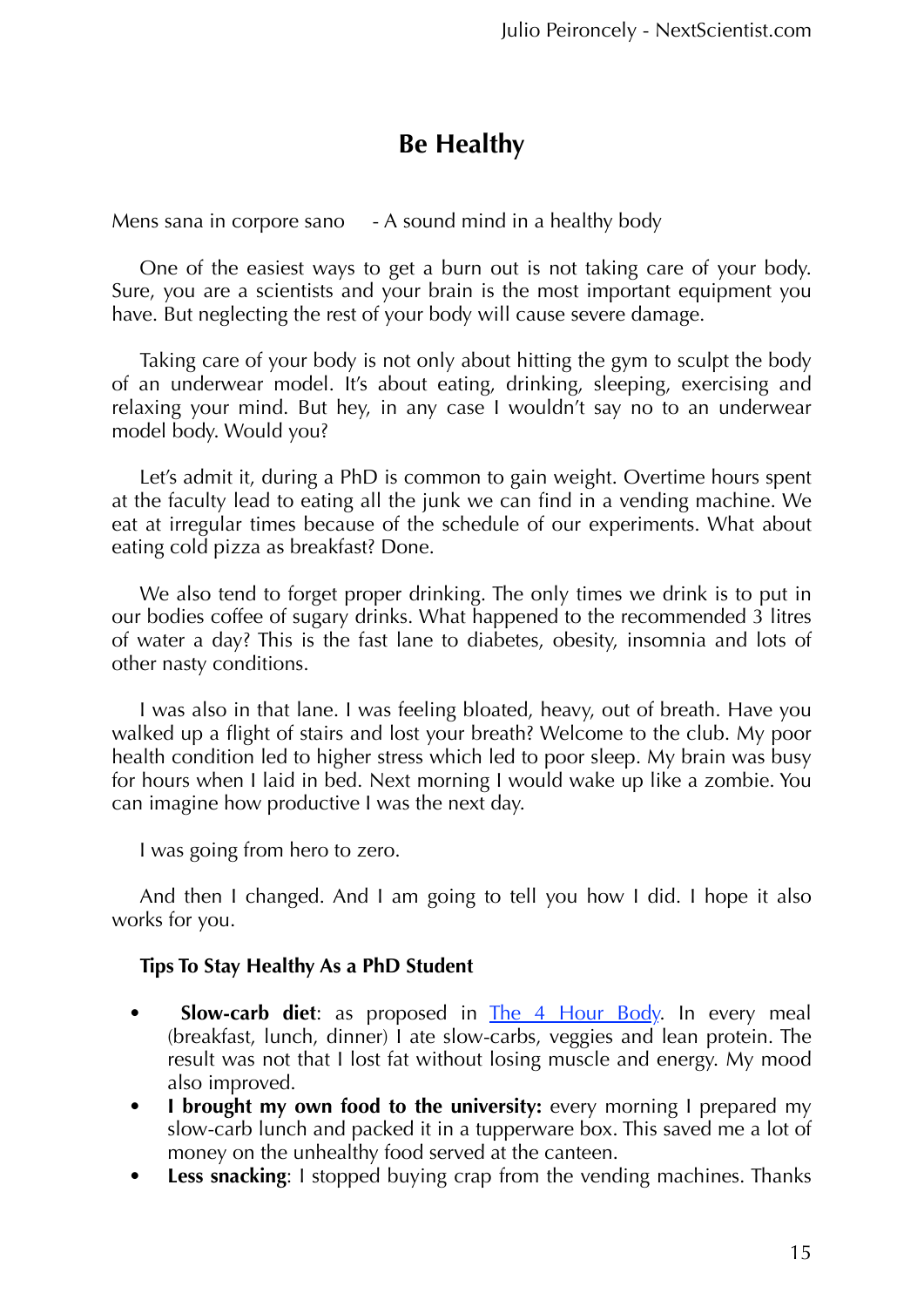# Be Healthy

Mens sana in corpore sano - A sound mind in a healthy body

One of the easiest ways to get a burn out is not taking care of your body. Sure, you are a scientists and your brain is the most important equipment you have. But neglecting the rest of your body will cause severe damage.

Taking care of your body is not only about hitting the gym to sculpt the body of an underwear model. It's about eating, drinking, sleeping, exercising and relaxing your mind. But hey, in any case I wouldn't say no to an underwear model body. Would you?

Let's admit it, during a PhD is common to gain weight. Overtime hours spent at the faculty lead to eating all the junk we can find in a vending machine. We eat at irregular times because of the schedule of our experiments. What about eating cold pizza as breakfast? Done.

We also tend to forget proper drinking. The only times we drink is to put in our bodies coffee of sugary drinks. What happened to the recommended 3 litres of water a day? This is the fast lane to diabetes, obesity, insomnia and lots of other nasty conditions.

I was also in that lane. I was feeling bloated, heavy, out of breath. Have you walked up a flight of stairs and lost your breath? Welcome to the club. My poor health condition led to higher stress which led to poor sleep. My brain was busy for hours when I laid in bed. Next morning I would wake up like a zombie. You can imagine how productive I was the next day.

I was going from hero to zero.

And then I changed. And I am going to tell you how I did. I hope it also works for you.

### Tips To Stay Healthy As a PhD Student

- **Slow-carb diet**: as proposed in The 4 Hour Body. In every meal (breakfast, lunch, dinner) I ate slow-carbs, veggies and lean protein. The result was not that I lost fat without losing muscle and energy. My mood also improved.
- **I brought my own food to the university:** every morning I prepared my slow-carb lunch and packed it in a tupperware box. This saved me a lot of money on the unhealthy food served at the canteen.
- **Less snacking**: I stopped buying crap from the vending machines. Thanks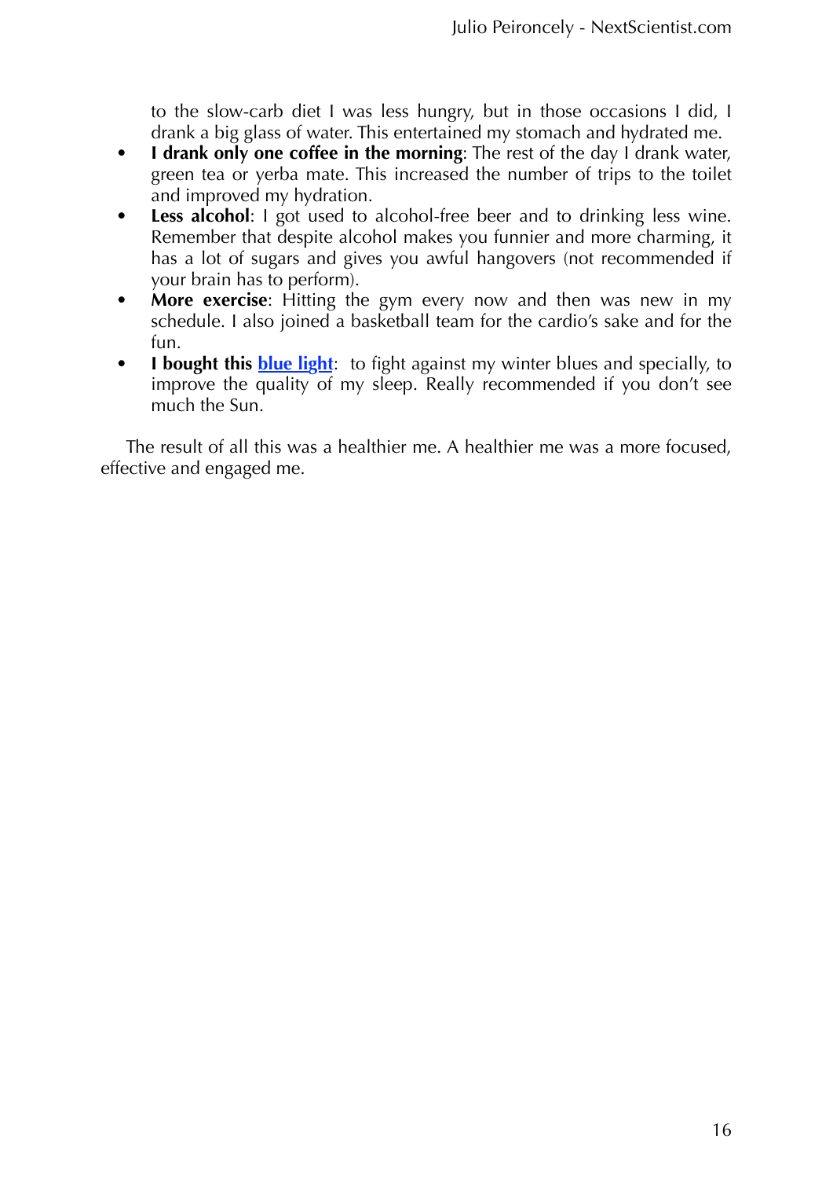to the slow-carb diet I was less hungry, but in those occasions I did, I drank a big glass of water. This entertained my stomach and hydrated me.

- **I drank only one coffee in the morning**: The rest of the day I drank water, green tea or yerba mate. This increased the number of trips to the toilet and improved my hydration.
- **Less alcohol**: I got used to alcohol-free beer and to drinking less wine. Remember that despite alcohol makes you funnier and more charming, it has a lot of sugars and gives you awful hangovers (not recommended if your brain has to perform).
- **More exercise**: Hitting the gym every now and then was new in my schedule. I also joined a basketball team for the cardio's sake and for the fun.
- **I bought this blue light**: to fight against my winter blues and specially, to improve the quality of my sleep. Really recommended if you don't see much the Sun.

The result of all this was a healthier me. A healthier me was a more focused, effective and engaged me.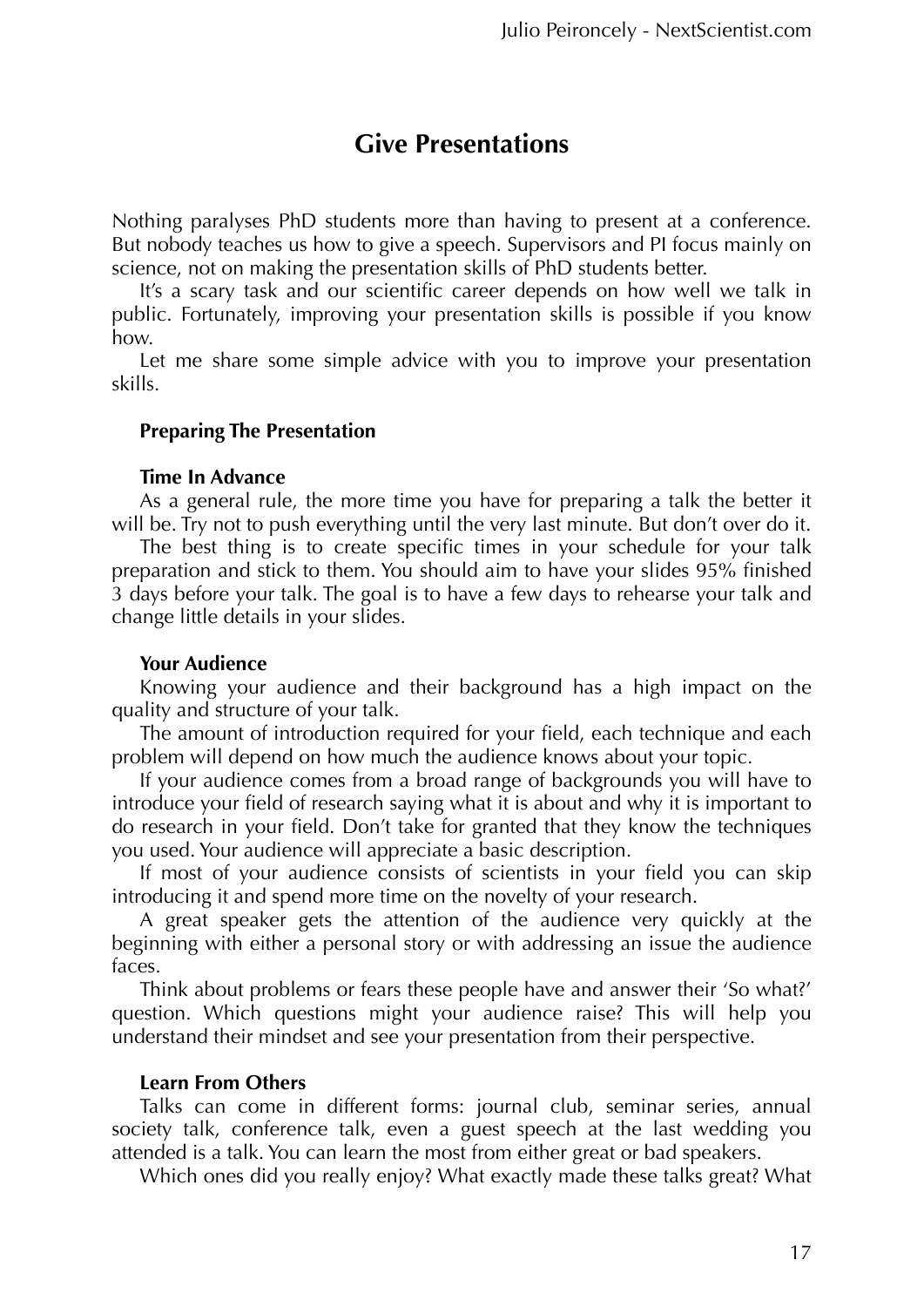# Give Presentations

Nothing paralyses PhD students more than having to present at a conference. But nobody teaches us how to give a speech. Supervisors and PI focus mainly on science, not on making the presentation skills of PhD students better.

It's a scary task and our scientific career depends on how well we talk in public. Fortunately, improving your presentation skills is possible if you know how.

Let me share some simple advice with you to improve your presentation skills.

## Preparing The Presentation

### Time In Advance

As a general rule, the more time you have for preparing a talk the better it will be. Try not to push everything until the very last minute. But don't over do it.

The best thing is to create specific times in your schedule for your talk preparation and stick to them. You should aim to have your slides 95% finished 3 days before your talk. The goal is to have a few days to rehearse your talk and change little details in your slides.

### Your Audience

Knowing your audience and their background has a high impact on the quality and structure of your talk.

The amount of introduction required for your field, each technique and each problem will depend on how much the audience knows about your topic.

If your audience comes from a broad range of backgrounds you will have to introduce your field of research saying what it is about and why it is important to do research in your field. Don't take for granted that they know the techniques you used. Your audience will appreciate a basic description.

If most of your audience consists of scientists in your field you can skip introducing it and spend more time on the novelty of your research.

A great speaker gets the attention of the audience very quickly at the beginning with either a personal story or with addressing an issue the audience faces.

Think about problems or fears these people have and answer their 'So what?' question. Which questions might your audience raise? This will help you understand their mindset and see your presentation from their perspective.

### Learn From Others

Talks can come in different forms: journal club, seminar series, annual society talk, conference talk, even a guest speech at the last wedding you attended is a talk. You can learn the most from either great or bad speakers.

Which ones did you really enjoy? What exactly made these talks great? What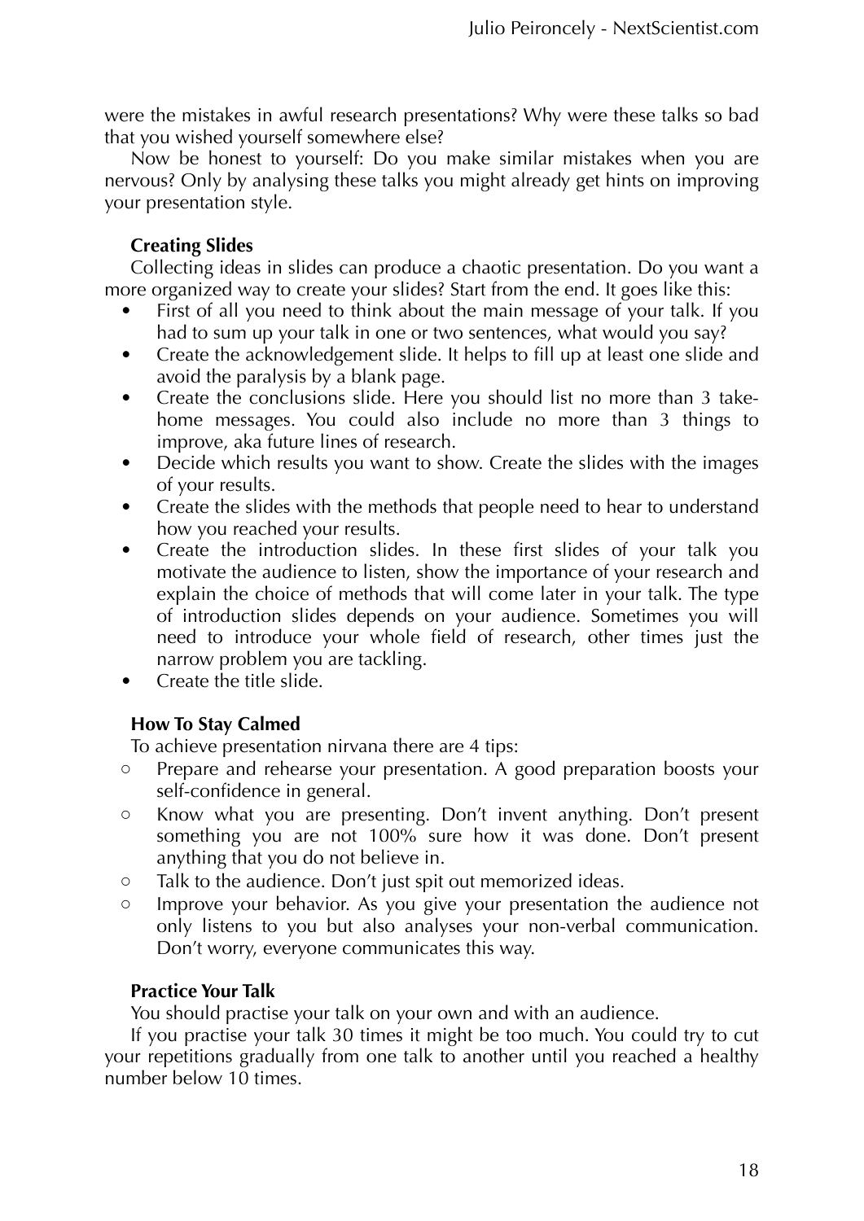were the mistakes in awful research presentations? Why were these talks so bad that you wished yourself somewhere else?

Now be honest to yourself: Do you make similar mistakes when you are nervous? Only by analysing these talks you might already get hints on improving your presentation style.

#### Creating Slides

Collecting ideas in slides can produce a chaotic presentation. Do you want a more organized way to create your slides? Start from the end. It goes like this:

- First of all you need to think about the main message of your talk. If you had to sum up your talk in one or two sentences, what would you say?
- Create the acknowledgement slide. It helps to fill up at least one slide and avoid the paralysis by a blank page.
- Create the conclusions slide. Here you should list no more than 3 take-home messages. You could also include no more than 3 things to improve, aka future lines of research.
- Decide which results you want to show. Create the slides with the images of your results.
- Create the slides with the methods that people need to hear to understand how you reached your results.
- Create the introduction slides. In these first slides of your talk you motivate the audience to listen, show the importance of your research and explain the choice of methods that will come later in your talk. The type of introduction slides depends on your audience. Sometimes you will need to introduce your whole field of research, other times just the narrow problem you are tackling.
- Create the title slide.

#### How To Stay Calmed

To achieve presentation nirvana there are 4 tips:

- Prepare and rehearse your presentation. A good preparation boosts your self-confidence in general.
- Know what you are presenting. Don't invent anything. Don't present something you are not 100% sure how it was done. Don't present anything that you do not believe in.
- Talk to the audience. Don't just spit out memorized ideas.
- Improve your behavior. As you give your presentation the audience not only listens to you but also analyses your non-verbal communication. Don't worry, everyone communicates this way.

#### Practice Your Talk

You should practise your talk on your own and with an audience.

If you practise your talk 30 times it might be too much. You could try to cut your repetitions gradually from one talk to another until you reached a healthy number below 10 times.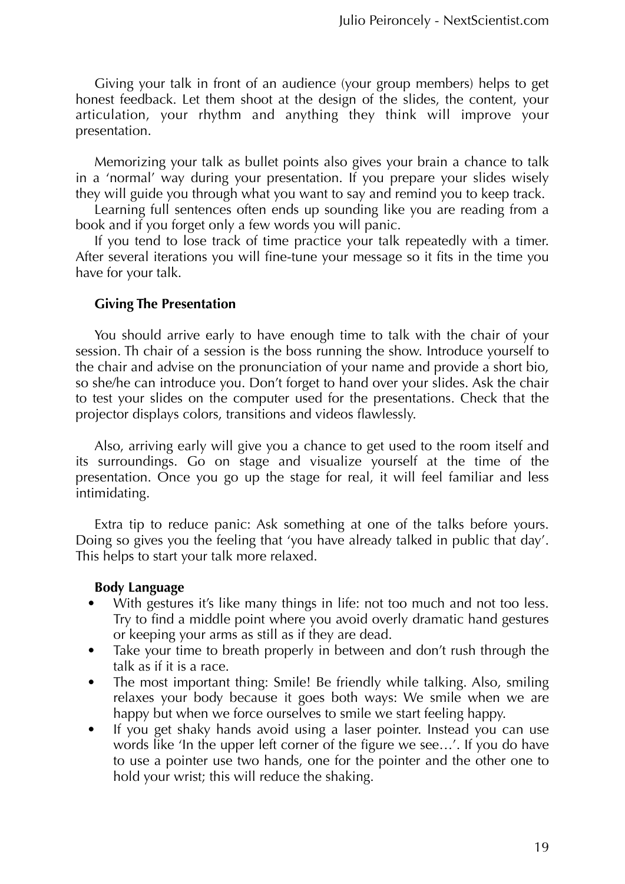Giving your talk in front of an audience (your group members) helps to get honest feedback. Let them shoot at the design of the slides, the content, your articulation, your rhythm and anything they think will improve your presentation.

Memorizing your talk as bullet points also gives your brain a chance to talk in a 'normal' way during your presentation. If you prepare your slides wisely they will guide you through what you want to say and remind you to keep track.

Learning full sentences often ends up sounding like you are reading from a book and if you forget only a few words you will panic.

If you tend to lose track of time practice your talk repeatedly with a timer. After several iterations you will fine-tune your message so it fits in the time you have for your talk.

### Giving The Presentation

You should arrive early to have enough time to talk with the chair of your session. Th chair of a session is the boss running the show. Introduce yourself to the chair and advise on the pronunciation of your name and provide a short bio, so she/he can introduce you. Don't forget to hand over your slides. Ask the chair to test your slides on the computer used for the presentations. Check that the projector displays colors, transitions and videos flawlessly.

Also, arriving early will give you a chance to get used to the room itself and its surroundings. Go on stage and visualize yourself at the time of the presentation. Once you go up the stage for real, it will feel familiar and less intimidating.

Extra tip to reduce panic: Ask something at one of the talks before yours. Doing so gives you the feeling that 'you have already talked in public that day'. This helps to start your talk more relaxed.

### Body Language

- With gestures it's like many things in life: not too much and not too less. Try to find a middle point where you avoid overly dramatic hand gestures or keeping your arms as still as if they are dead.
- Take your time to breath properly in between and don't rush through the talk as if it is a race.
- The most important thing: Smile! Be friendly while talking. Also, smiling relaxes your body because it goes both ways: We smile when we are happy but when we force ourselves to smile we start feeling happy.
- If you get shaky hands avoid using a laser pointer. Instead you can use words like 'In the upper left corner of the figure we see…'. If you do have to use a pointer use two hands, one for the pointer and the other one to hold your wrist; this will reduce the shaking.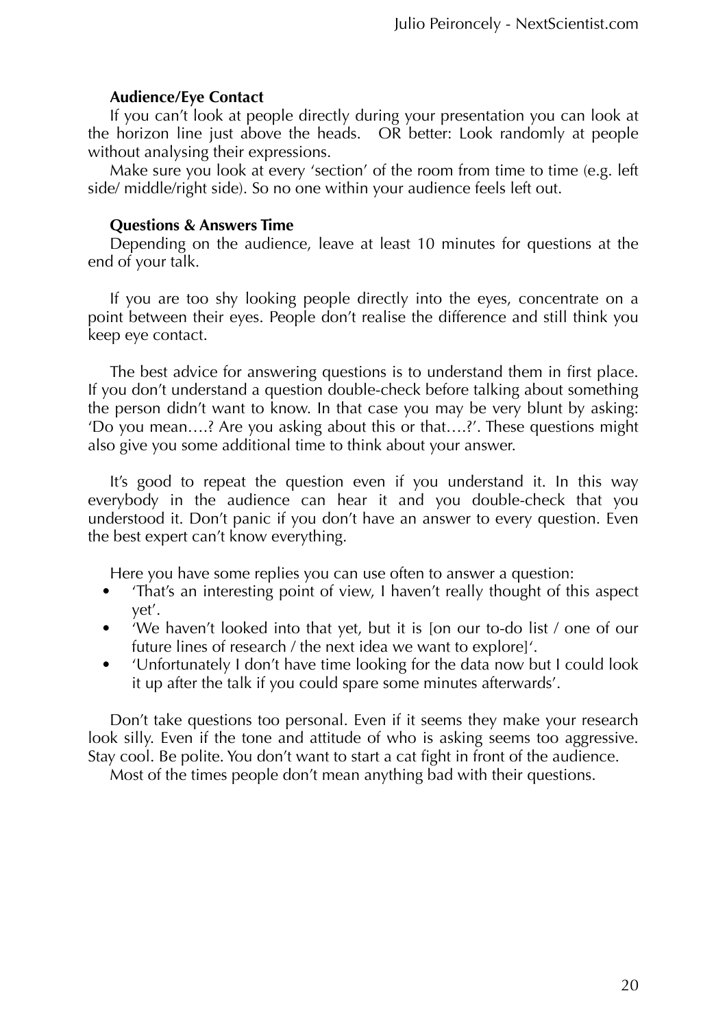**Audience/Eye Contact**

If you can't look at people directly during your presentation you can look at the horizon line just above the heads. OR better: Look randomly at people without analysing their expressions.

Make sure you look at every 'section' of the room from time to time (e.g. left side/ middle/right side). So no one within your audience feels left out.

**Questions & Answers Time**

Depending on the audience, leave at least 10 minutes for questions at the end of your talk.

If you are too shy looking people directly into the eyes, concentrate on a point between their eyes. People don't realise the difference and still think you keep eye contact.

The best advice for answering questions is to understand them in first place. If you don't understand a question double-check before talking about something the person didn't want to know. In that case you may be very blunt by asking: 'Do you mean….? Are you asking about this or that….?'. These questions might also give you some additional time to think about your answer.

It's good to repeat the question even if you understand it. In this way everybody in the audience can hear it and you double-check that you understood it. Don't panic if you don't have an answer to every question. Even the best expert can't know everything.

Here you have some replies you can use often to answer a question:

- 'That's an interesting point of view, I haven't really thought of this aspect yet'.
- 'We haven't looked into that yet, but it is [on our to-do list / one of our future lines of research / the next idea we want to explore]'.
- 'Unfortunately I don't have time looking for the data now but I could look it up after the talk if you could spare some minutes afterwards'.

Don't take questions too personal. Even if it seems they make your research look silly. Even if the tone and attitude of who is asking seems too aggressive. Stay cool. Be polite. You don't want to start a cat fight in front of the audience.

Most of the times people don't mean anything bad with their questions.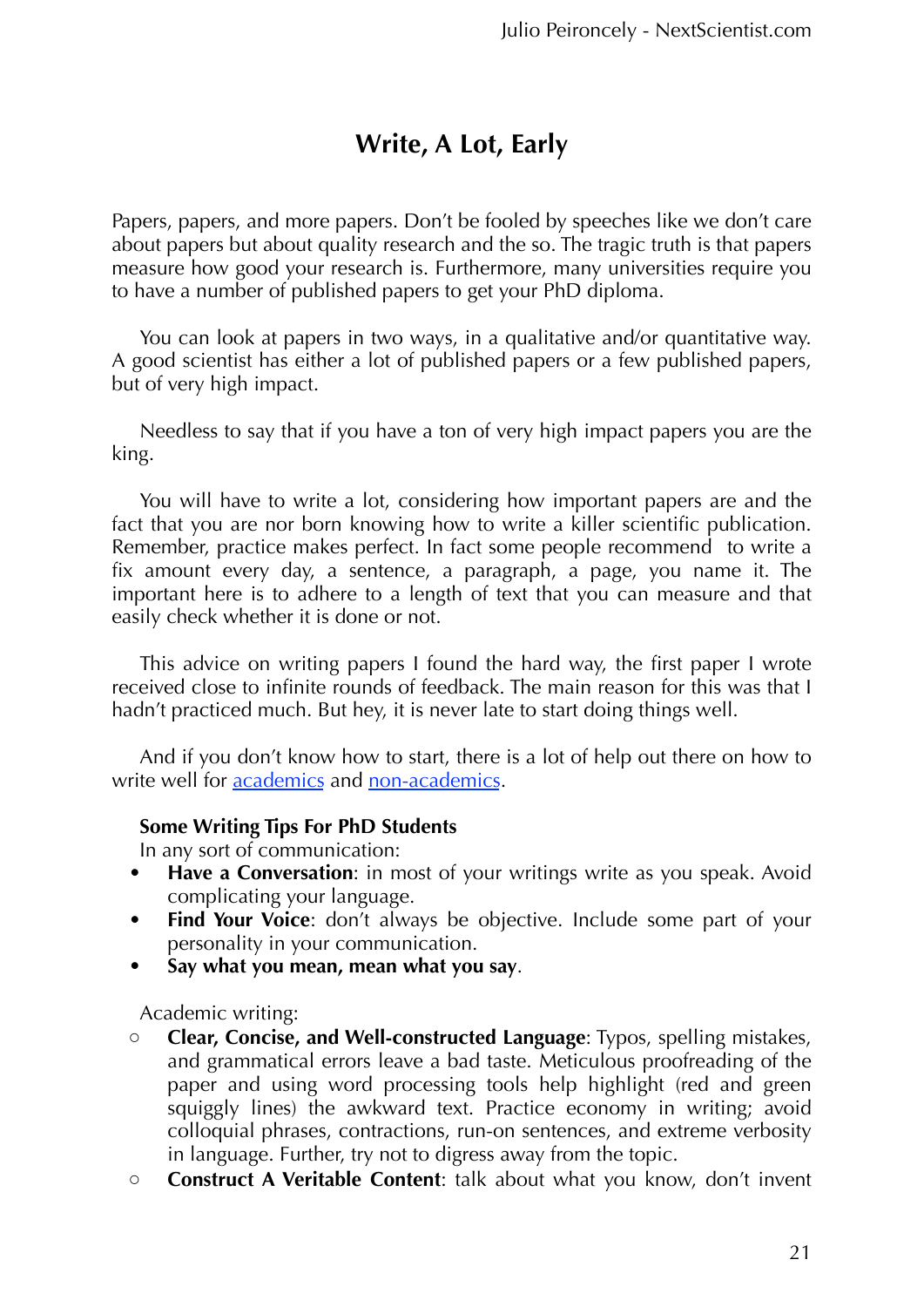# Write, A Lot, Early

Papers, papers, and more papers. Don't be fooled by speeches like we don't care about papers but about quality research and the so. The tragic truth is that papers measure how good your research is. Furthermore, many universities require you to have a number of published papers to get your PhD diploma.

You can look at papers in two ways, in a qualitative and/or quantitative way. A good scientist has either a lot of published papers or a few published papers, but of very high impact.

Needless to say that if you have a ton of very high impact papers you are the king.

You will have to write a lot, considering how important papers are and the fact that you are nor born knowing how to write a killer scientific publication. Remember, practice makes perfect. In fact some people recommend to write a fix amount every day, a sentence, a paragraph, a page, you name it. The important here is to adhere to a length of text that you can measure and that easily check whether it is done or not.

This advice on writing papers I found the hard way, the first paper I wrote received close to infinite rounds of feedback. The main reason for this was that I hadn't practiced much. But hey, it is never late to start doing things well.

And if you don't know how to start, there is a lot of help out there on how to write well for academics and non-academics.

**Some Writing Tips For PhD Students**

In any sort of communication:

- **Have a Conversation**: in most of your writings write as you speak. Avoid complicating your language.
- **Find Your Voice**: don't always be objective. Include some part of your personality in your communication.
- **Say what you mean, mean what you say**.

Academic writing:

- **Clear, Concise, and Well-constructed Language**: Typos, spelling mistakes, and grammatical errors leave a bad taste. Meticulous proofreading of the paper and using word processing tools help highlight (red and green squiggly lines) the awkward text. Practice economy in writing; avoid colloquial phrases, contractions, run-on sentences, and extreme verbosity in language. Further, try not to digress away from the topic.
- **Construct A Veritable Content**: talk about what you know, don't invent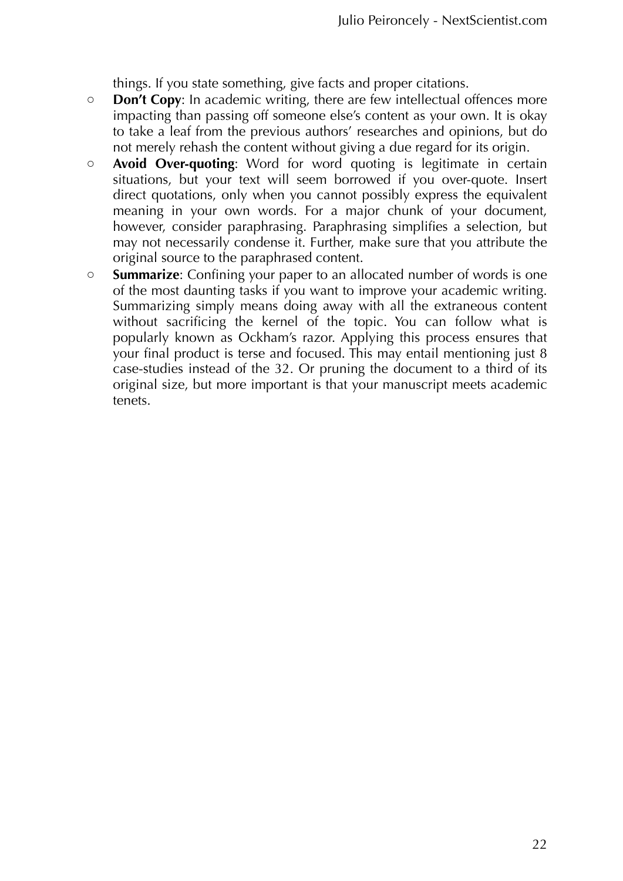things. If you state something, give facts and proper citations.

- **Don't Copy**: In academic writing, there are few intellectual offences more impacting than passing off someone else's content as your own. It is okay to take a leaf from the previous authors' researches and opinions, but do not merely rehash the content without giving a due regard for its origin.
- **Avoid Over-quoting**: Word for word quoting is legitimate in certain situations, but your text will seem borrowed if you over-quote. Insert direct quotations, only when you cannot possibly express the equivalent meaning in your own words. For a major chunk of your document, however, consider paraphrasing. Paraphrasing simplifies a selection, but may not necessarily condense it. Further, make sure that you attribute the original source to the paraphrased content.
- **Summarize**: Confining your paper to an allocated number of words is one of the most daunting tasks if you want to improve your academic writing. Summarizing simply means doing away with all the extraneous content without sacrificing the kernel of the topic. You can follow what is popularly known as Ockham's razor. Applying this process ensures that your final product is terse and focused. This may entail mentioning just 8 case-studies instead of the 32. Or pruning the document to a third of its original size, but more important is that your manuscript meets academic tenets.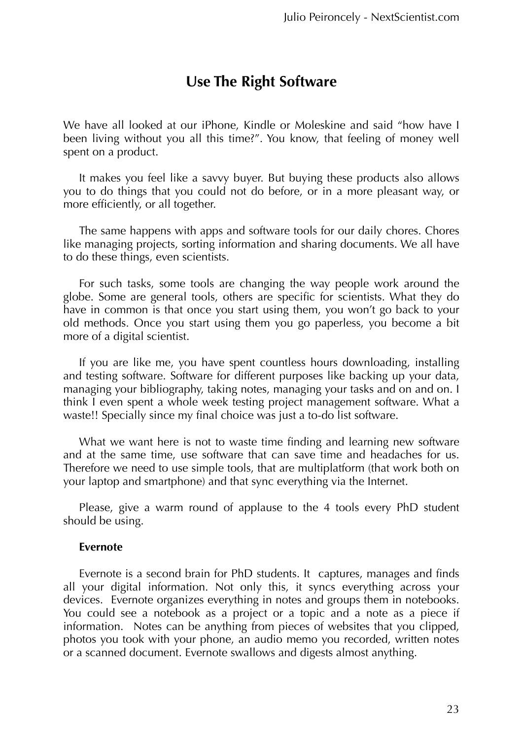# Use The Right Software

We have all looked at our iPhone, Kindle or Moleskine and said "how have I been living without you all this time?". You know, that feeling of money well spent on a product.

It makes you feel like a savvy buyer. But buying these products also allows you to do things that you could not do before, or in a more pleasant way, or more efficiently, or all together.

The same happens with apps and software tools for our daily chores. Chores like managing projects, sorting information and sharing documents. We all have to do these things, even scientists.

For such tasks, some tools are changing the way people work around the globe. Some are general tools, others are specific for scientists. What they do have in common is that once you start using them, you won't go back to your old methods. Once you start using them you go paperless, you become a bit more of a digital scientist.

If you are like me, you have spent countless hours downloading, installing and testing software. Software for different purposes like backing up your data, managing your bibliography, taking notes, managing your tasks and on and on. I think I even spent a whole week testing project management software. What a waste!! Specially since my final choice was just a to-do list software.

What we want here is not to waste time finding and learning new software and at the same time, use software that can save time and headaches for us. Therefore we need to use simple tools, that are multiplatform (that work both on your laptop and smartphone) and that sync everything via the Internet.

Please, give a warm round of applause to the 4 tools every PhD student should be using.

**Evernote**

Evernote is a second brain for PhD students. It captures, manages and finds all your digital information. Not only this, it syncs everything across your devices. Evernote organizes everything in notes and groups them in notebooks. You could see a notebook as a project or a topic and a note as a piece if information. Notes can be anything from pieces of websites that you clipped, photos you took with your phone, an audio memo you recorded, written notes or a scanned document. Evernote swallows and digests almost anything.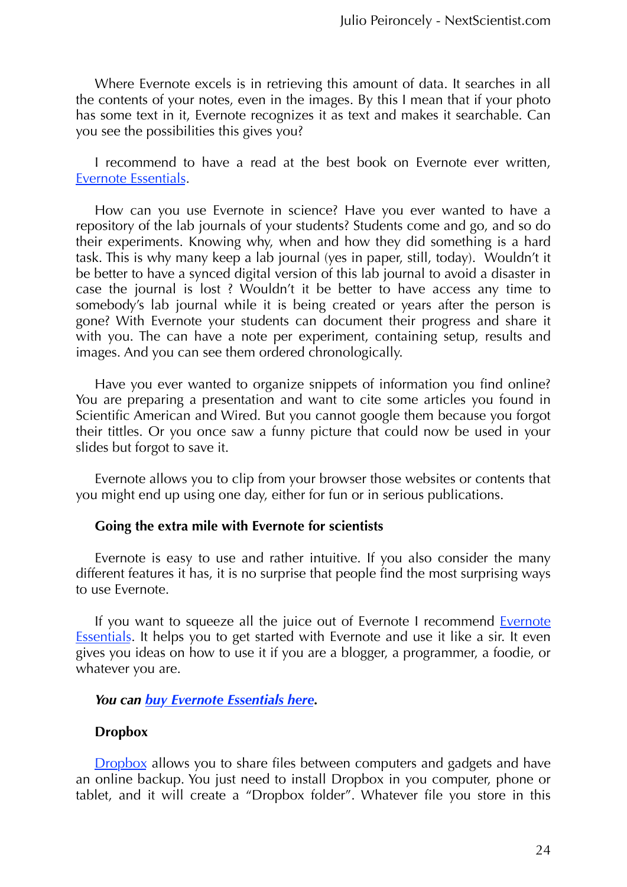Where Evernote excels is in retrieving this amount of data. It searches in all the contents of your notes, even in the images. By this I mean that if your photo has some text in it, Evernote recognizes it as text and makes it searchable. Can you see the possibilities this gives you?

I recommend to have a read at the best book on Evernote ever written, Evernote Essentials.

How can you use Evernote in science? Have you ever wanted to have a repository of the lab journals of your students? Students come and go, and so do their experiments. Knowing why, when and how they did something is a hard task. This is why many keep a lab journal (yes in paper, still, today). Wouldn't it be better to have a synced digital version of this lab journal to avoid a disaster in case the journal is lost ? Wouldn't it be better to have access any time to somebody's lab journal while it is being created or years after the person is gone? With Evernote your students can document their progress and share it with you. The can have a note per experiment, containing setup, results and images. And you can see them ordered chronologically.

Have you ever wanted to organize snippets of information you find online? You are preparing a presentation and want to cite some articles you found in Scientific American and Wired. But you cannot google them because you forgot their tittles. Or you once saw a funny picture that could now be used in your slides but forgot to save it.

Evernote allows you to clip from your browser those websites or contents that you might end up using one day, either for fun or in serious publications.

**Going the extra mile with Evernote for scientists**

Evernote is easy to use and rather intuitive. If you also consider the many different features it has, it is no surprise that people find the most surprising ways to use Evernote.

If you want to squeeze all the juice out of Evernote I recommend Evernote Essentials. It helps you to get started with Evernote and use it like a sir. It even gives you ideas on how to use it if you are a blogger, a programmer, a foodie, or whatever you are.

***You can buy Evernote Essentials here.***

**Dropbox**

Dropbox allows you to share files between computers and gadgets and have an online backup. You just need to install Dropbox in you computer, phone or tablet, and it will create a "Dropbox folder". Whatever file you store in this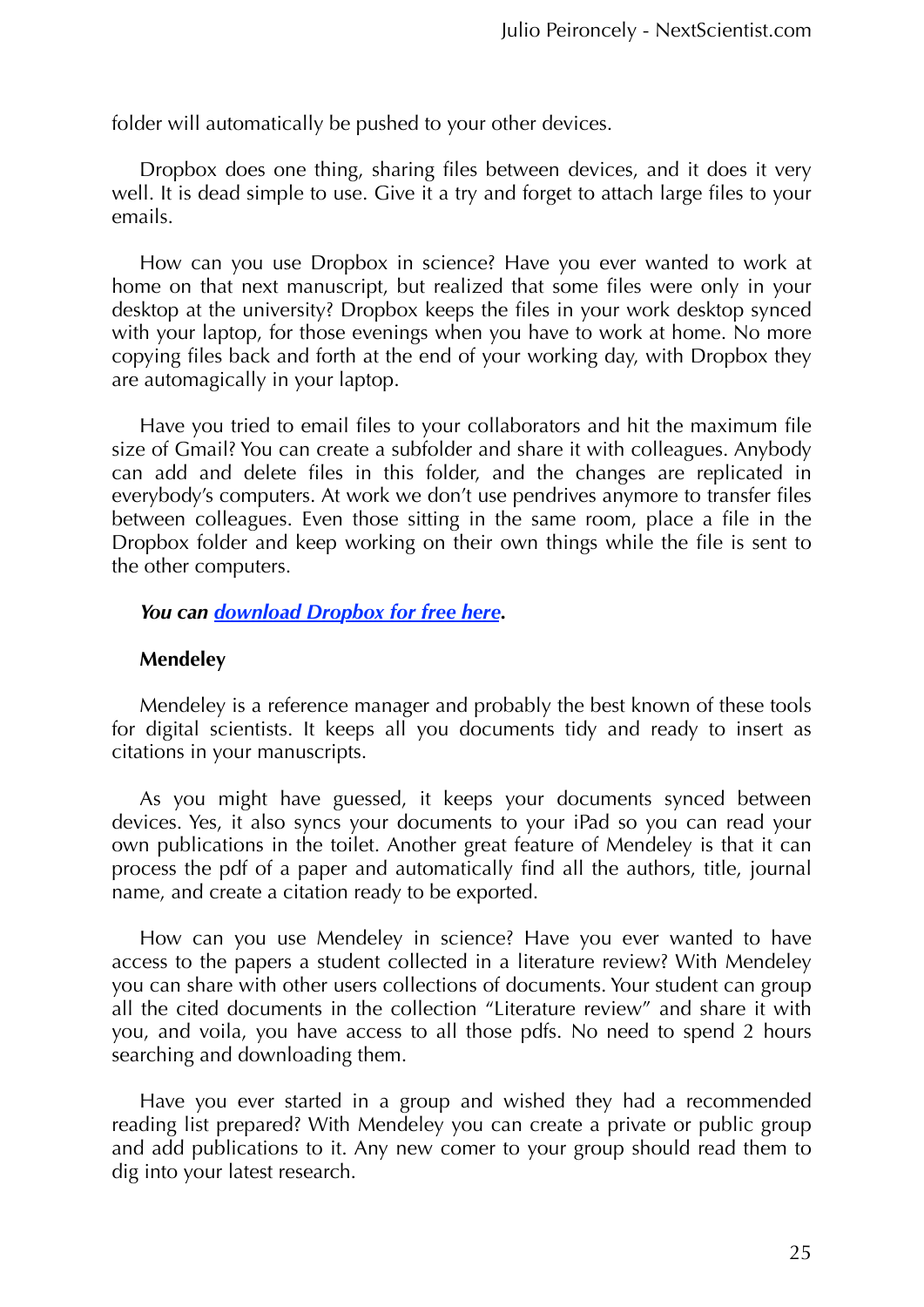folder will automatically be pushed to your other devices.

Dropbox does one thing, sharing files between devices, and it does it very well. It is dead simple to use. Give it a try and forget to attach large files to your emails.

How can you use Dropbox in science? Have you ever wanted to work at home on that next manuscript, but realized that some files were only in your desktop at the university? Dropbox keeps the files in your work desktop synced with your laptop, for those evenings when you have to work at home. No more copying files back and forth at the end of your working day, with Dropbox they are automagically in your laptop.

Have you tried to email files to your collaborators and hit the maximum file size of Gmail? You can create a subfolder and share it with colleagues. Anybody can add and delete files in this folder, and the changes are replicated in everybody's computers. At work we don't use pendrives anymore to transfer files between colleagues. Even those sitting in the same room, place a file in the Dropbox folder and keep working on their own things while the file is sent to the other computers.

***You can download Dropbox for free here.***

**Mendeley**

Mendeley is a reference manager and probably the best known of these tools for digital scientists. It keeps all you documents tidy and ready to insert as citations in your manuscripts.

As you might have guessed, it keeps your documents synced between devices. Yes, it also syncs your documents to your iPad so you can read your own publications in the toilet. Another great feature of Mendeley is that it can process the pdf of a paper and automatically find all the authors, title, journal name, and create a citation ready to be exported.

How can you use Mendeley in science? Have you ever wanted to have access to the papers a student collected in a literature review? With Mendeley you can share with other users collections of documents. Your student can group all the cited documents in the collection "Literature review" and share it with you, and voila, you have access to all those pdfs. No need to spend 2 hours searching and downloading them.

Have you ever started in a group and wished they had a recommended reading list prepared? With Mendeley you can create a private or public group and add publications to it. Any new comer to your group should read them to dig into your latest research.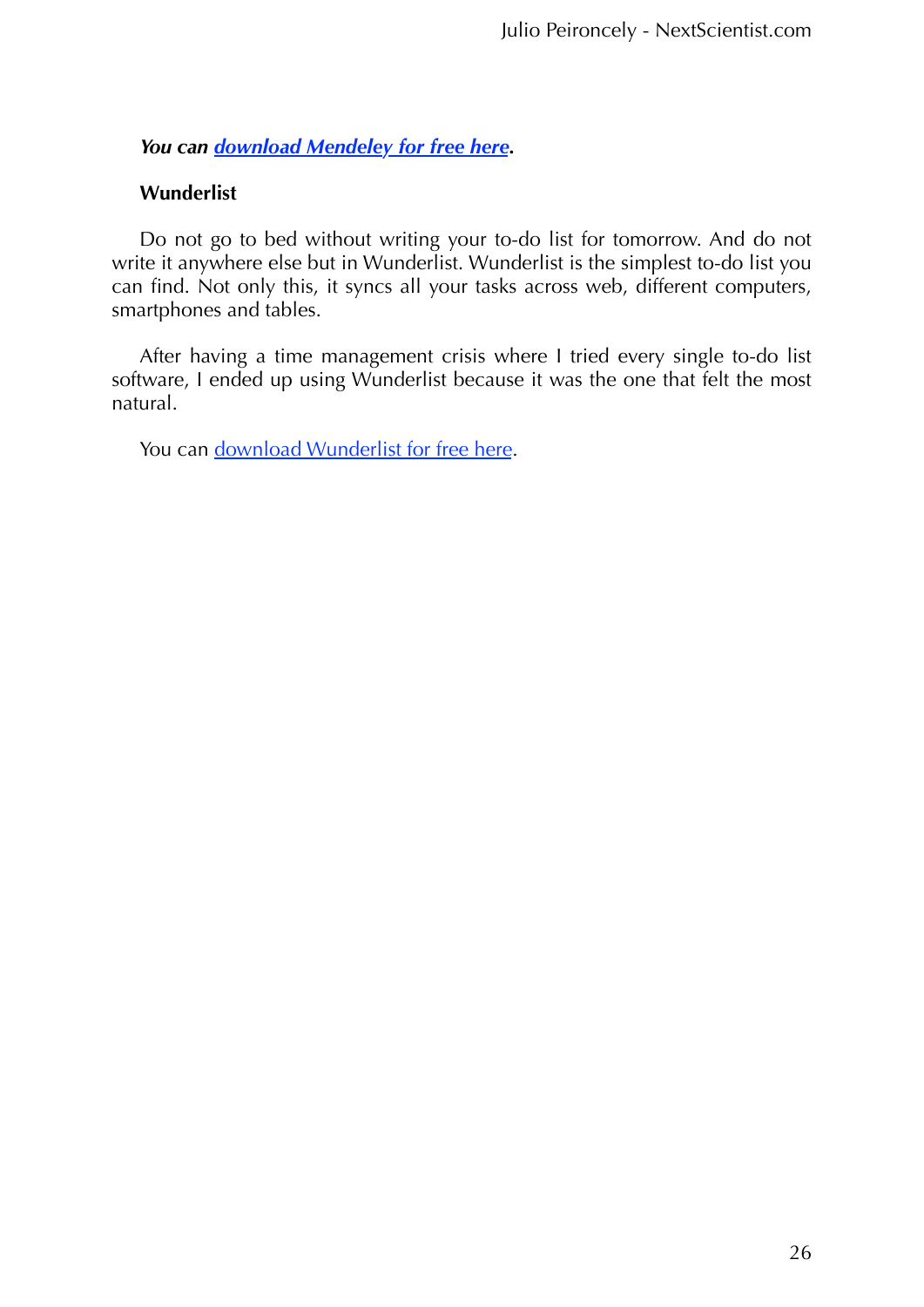***You can download Mendeley for free here*.**

**Wunderlist**

Do not go to bed without writing your to-do list for tomorrow. And do not write it anywhere else but in Wunderlist. Wunderlist is the simplest to-do list you can find. Not only this, it syncs all your tasks across web, different computers, smartphones and tables.

After having a time management crisis where I tried every single to-do list software, I ended up using Wunderlist because it was the one that felt the most natural.

You can download Wunderlist for free here.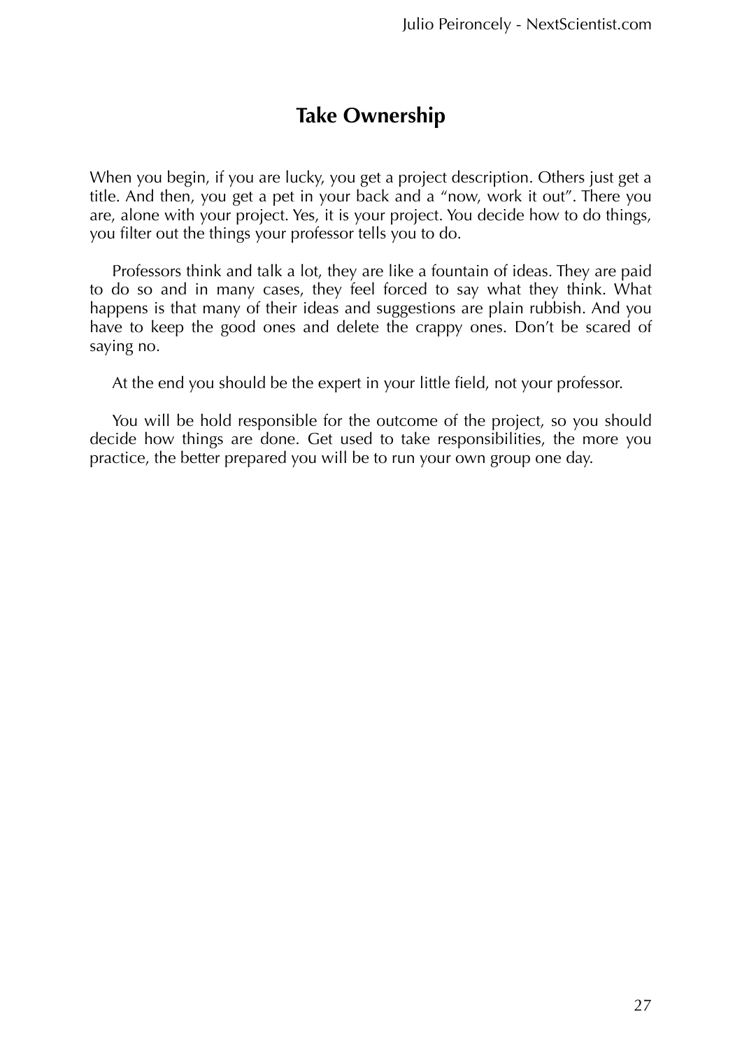## Take Ownership

When you begin, if you are lucky, you get a project description. Others just get a title. And then, you get a pet in your back and a “now, work it out”. There you are, alone with your project. Yes, it is your project. You decide how to do things, you filter out the things your professor tells you to do.

Professors think and talk a lot, they are like a fountain of ideas. They are paid to do so and in many cases, they feel forced to say what they think. What happens is that many of their ideas and suggestions are plain rubbish. And you have to keep the good ones and delete the crappy ones. Don’t be scared of saying no.

At the end you should be the expert in your little field, not your professor.

You will be hold responsible for the outcome of the project, so you should decide how things are done. Get used to take responsibilities, the more you practice, the better prepared you will be to run your own group one day.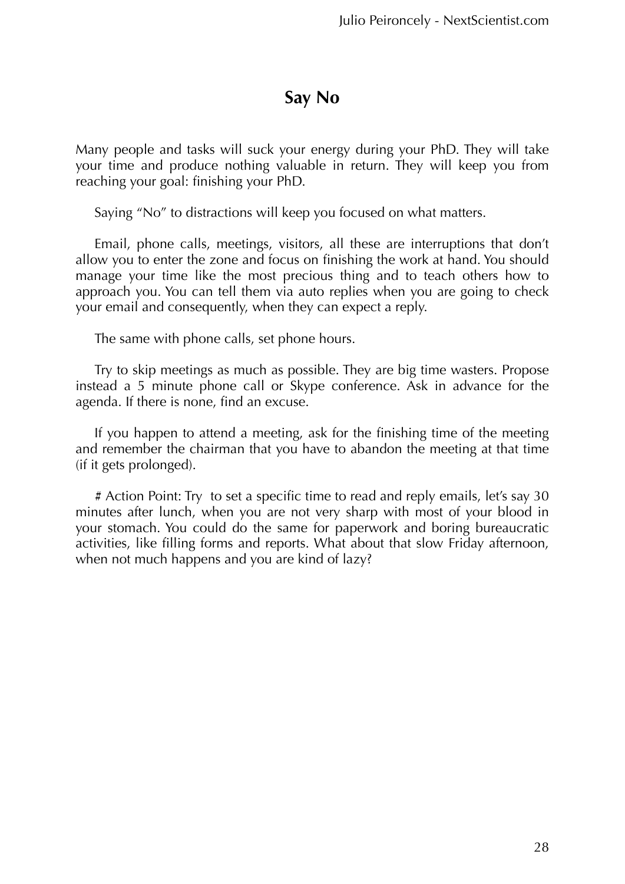# Say No

Many people and tasks will suck your energy during your PhD. They will take your time and produce nothing valuable in return. They will keep you from reaching your goal: finishing your PhD.

Saying "No" to distractions will keep you focused on what matters.

Email, phone calls, meetings, visitors, all these are interruptions that don't allow you to enter the zone and focus on finishing the work at hand. You should manage your time like the most precious thing and to teach others how to approach you. You can tell them via auto replies when you are going to check your email and consequently, when they can expect a reply.

The same with phone calls, set phone hours.

Try to skip meetings as much as possible. They are big time wasters. Propose instead a 5 minute phone call or Skype conference. Ask in advance for the agenda. If there is none, find an excuse.

If you happen to attend a meeting, ask for the finishing time of the meeting and remember the chairman that you have to abandon the meeting at that time (if it gets prolonged).

# Action Point: Try to set a specific time to read and reply emails, let's say 30 minutes after lunch, when you are not very sharp with most of your blood in your stomach. You could do the same for paperwork and boring bureaucratic activities, like filling forms and reports. What about that slow Friday afternoon, when not much happens and you are kind of lazy?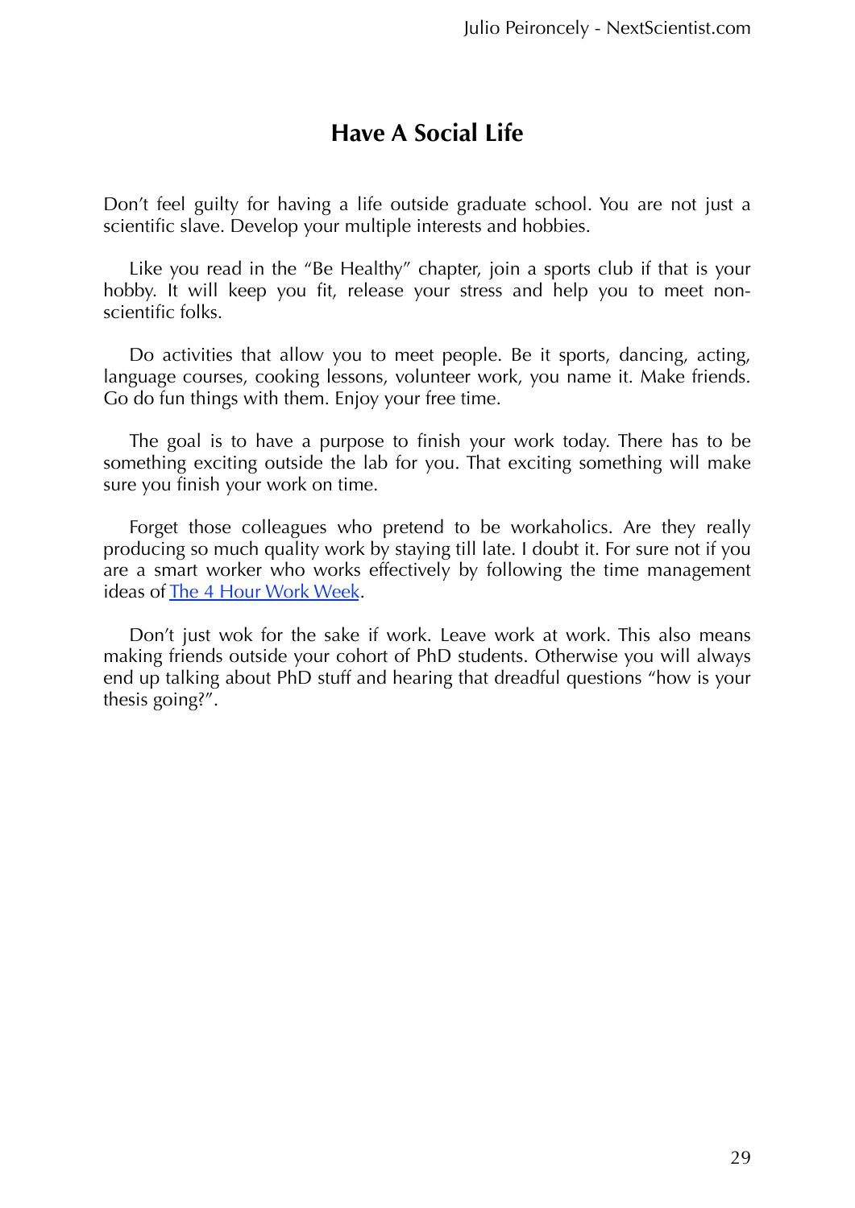# Have A Social Life

Don't feel guilty for having a life outside graduate school. You are not just a scientific slave. Develop your multiple interests and hobbies.

Like you read in the "Be Healthy" chapter, join a sports club if that is your hobby. It will keep you fit, release your stress and help you to meet non-scientific folks.

Do activities that allow you to meet people. Be it sports, dancing, acting, language courses, cooking lessons, volunteer work, you name it. Make friends. Go do fun things with them. Enjoy your free time.

The goal is to have a purpose to finish your work today. There has to be something exciting outside the lab for you. That exciting something will make sure you finish your work on time.

Forget those colleagues who pretend to be workaholics. Are they really producing so much quality work by staying till late. I doubt it. For sure not if you are a smart worker who works effectively by following the time management ideas of The 4 Hour Work Week.

Don't just wok for the sake if work. Leave work at work. This also means making friends outside your cohort of PhD students. Otherwise you will always end up talking about PhD stuff and hearing that dreadful questions "how is your thesis going?".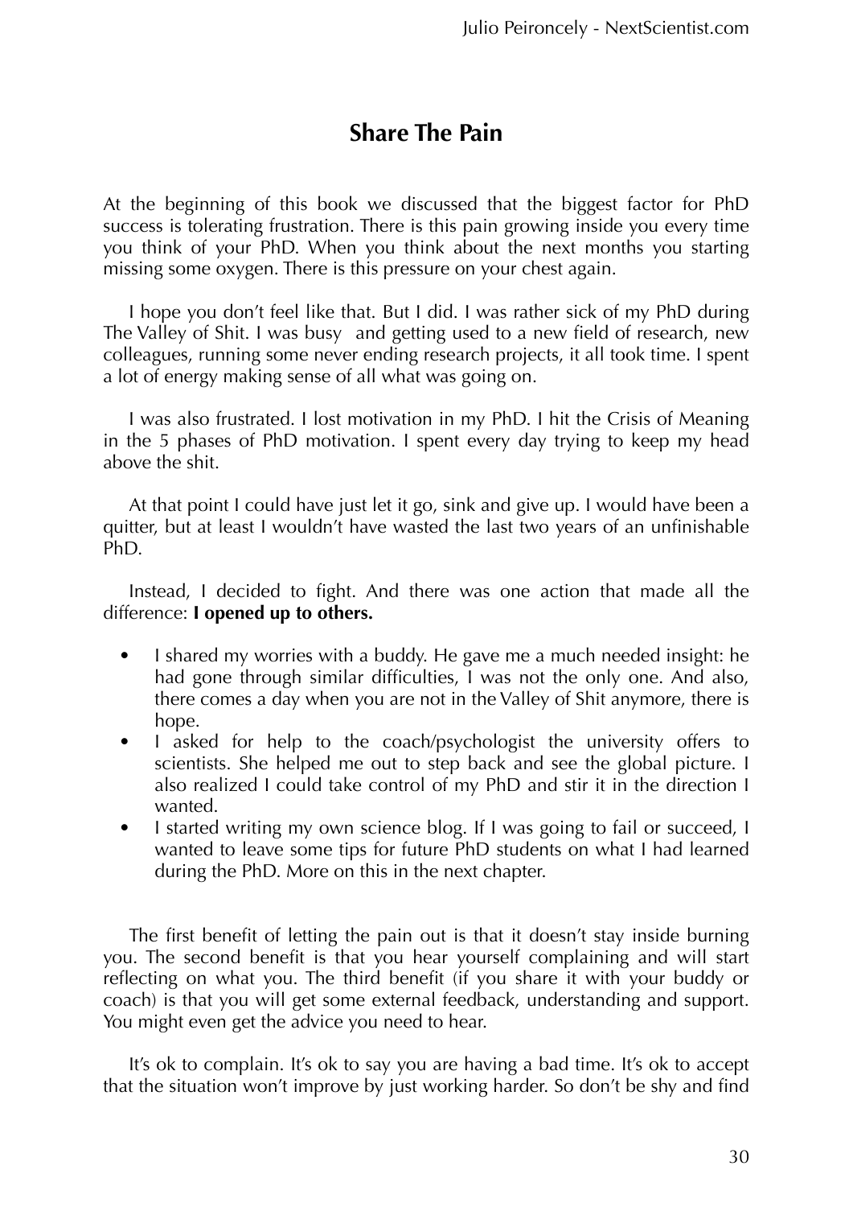## Share The Pain

At the beginning of this book we discussed that the biggest factor for PhD success is tolerating frustration. There is this pain growing inside you every time you think of your PhD. When you think about the next months you starting missing some oxygen. There is this pressure on your chest again.

I hope you don't feel like that. But I did. I was rather sick of my PhD during The Valley of Shit. I was busy  and getting used to a new field of research, new colleagues, running some never ending research projects, it all took time. I spent a lot of energy making sense of all what was going on.

I was also frustrated. I lost motivation in my PhD. I hit the Crisis of Meaning in the 5 phases of PhD motivation. I spent every day trying to keep my head above the shit.

At that point I could have just let it go, sink and give up. I would have been a quitter, but at least I wouldn't have wasted the last two years of an unfinishable PhD.

Instead, I decided to fight. And there was one action that made all the difference: **I opened up to others.**

- I shared my worries with a buddy. He gave me a much needed insight: he had gone through similar difficulties, I was not the only one. And also, there comes a day when you are not in the Valley of Shit anymore, there is hope.
- I asked for help to the coach/psychologist the university offers to scientists. She helped me out to step back and see the global picture. I also realized I could take control of my PhD and stir it in the direction I wanted.
- I started writing my own science blog. If I was going to fail or succeed, I wanted to leave some tips for future PhD students on what I had learned during the PhD. More on this in the next chapter.

The first benefit of letting the pain out is that it doesn't stay inside burning you. The second benefit is that you hear yourself complaining and will start reflecting on what you. The third benefit (if you share it with your buddy or coach) is that you will get some external feedback, understanding and support. You might even get the advice you need to hear.

It's ok to complain. It's ok to say you are having a bad time. It's ok to accept that the situation won't improve by just working harder. So don't be shy and find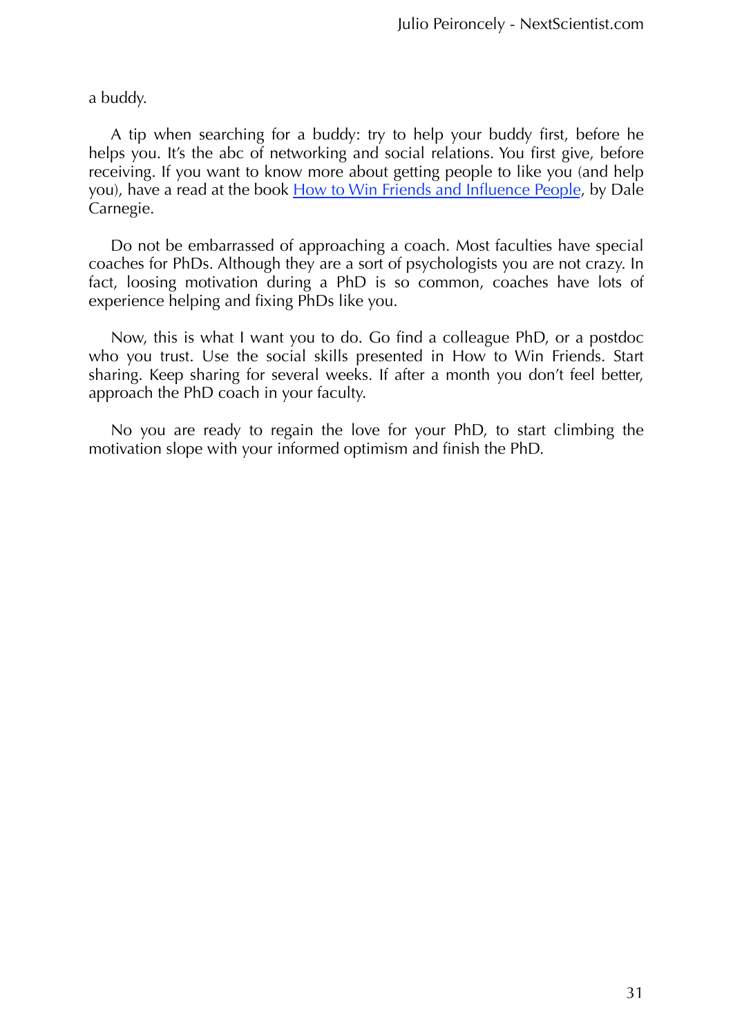a buddy.

A tip when searching for a buddy: try to help your buddy first, before he helps you. It's the abc of networking and social relations. You first give, before receiving. If you want to know more about getting people to like you (and help you), have a read at the book How to Win Friends and Influence People, by Dale Carnegie.

Do not be embarrassed of approaching a coach. Most faculties have special coaches for PhDs. Although they are a sort of psychologists you are not crazy. In fact, loosing motivation during a PhD is so common, coaches have lots of experience helping and fixing PhDs like you.

Now, this is what I want you to do. Go find a colleague PhD, or a postdoc who you trust. Use the social skills presented in How to Win Friends. Start sharing. Keep sharing for several weeks. If after a month you don't feel better, approach the PhD coach in your faculty.

No you are ready to regain the love for your PhD, to start climbing the motivation slope with your informed optimism and finish the PhD.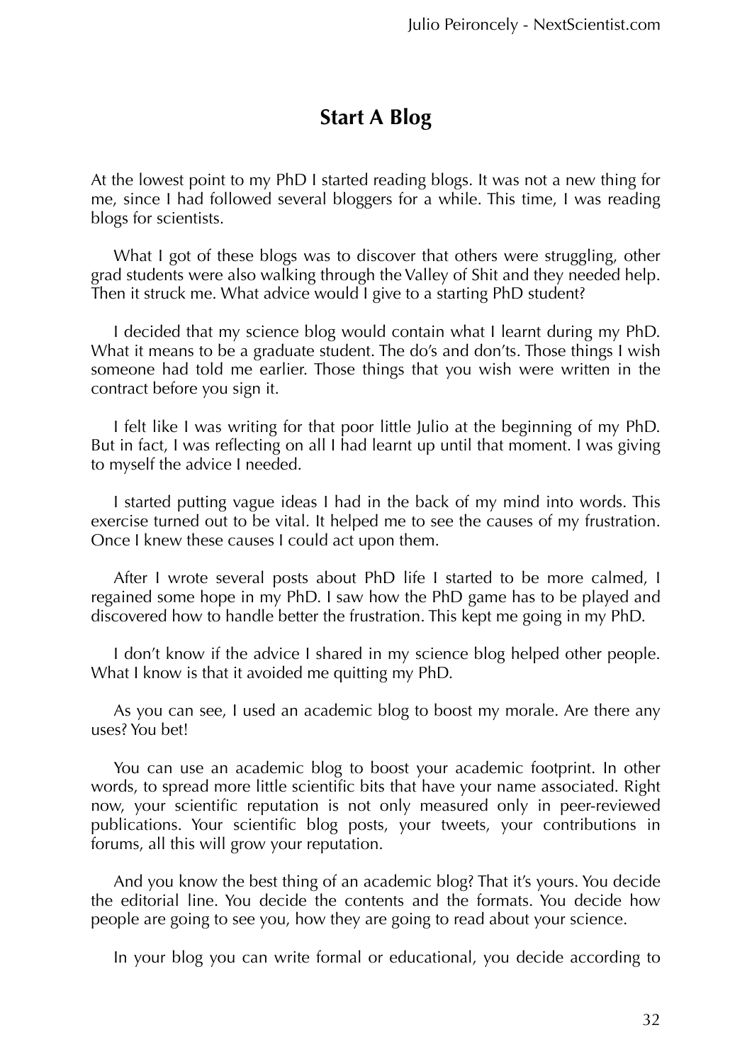## Start A Blog

At the lowest point to my PhD I started reading blogs. It was not a new thing for me, since I had followed several bloggers for a while. This time, I was reading blogs for scientists.

What I got of these blogs was to discover that others were struggling, other grad students were also walking through the Valley of Shit and they needed help. Then it struck me. What advice would I give to a starting PhD student?

I decided that my science blog would contain what I learnt during my PhD. What it means to be a graduate student. The do's and don'ts. Those things I wish someone had told me earlier. Those things that you wish were written in the contract before you sign it.

I felt like I was writing for that poor little Julio at the beginning of my PhD. But in fact, I was reflecting on all I had learnt up until that moment. I was giving to myself the advice I needed.

I started putting vague ideas I had in the back of my mind into words. This exercise turned out to be vital. It helped me to see the causes of my frustration. Once I knew these causes I could act upon them.

After I wrote several posts about PhD life I started to be more calmed, I regained some hope in my PhD. I saw how the PhD game has to be played and discovered how to handle better the frustration. This kept me going in my PhD.

I don't know if the advice I shared in my science blog helped other people. What I know is that it avoided me quitting my PhD.

As you can see, I used an academic blog to boost my morale. Are there any uses? You bet!

You can use an academic blog to boost your academic footprint. In other words, to spread more little scientific bits that have your name associated. Right now, your scientific reputation is not only measured only in peer-reviewed publications. Your scientific blog posts, your tweets, your contributions in forums, all this will grow your reputation.

And you know the best thing of an academic blog? That it's yours. You decide the editorial line. You decide the contents and the formats. You decide how people are going to see you, how they are going to read about your science.

In your blog you can write formal or educational, you decide according to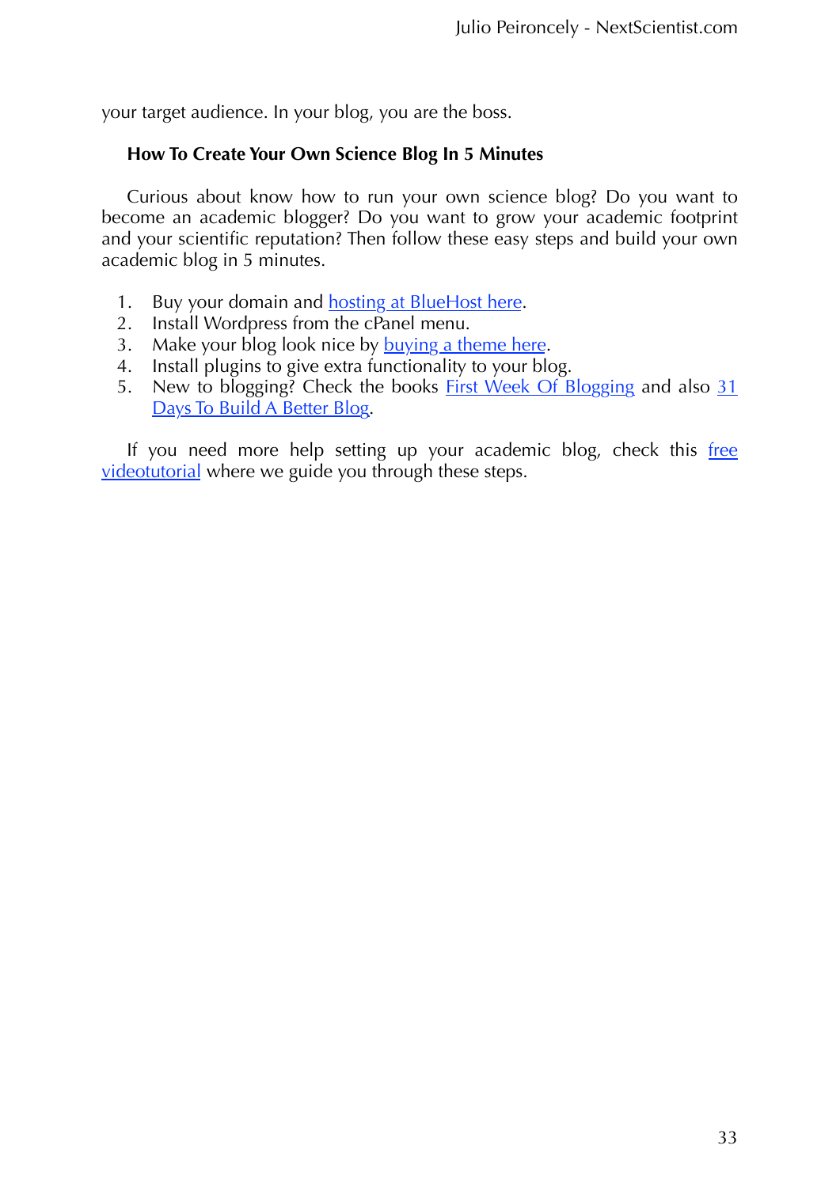your target audience. In your blog, you are the boss.

### How To Create Your Own Science Blog In 5 Minutes

Curious about know how to run your own science blog? Do you want to become an academic blogger? Do you want to grow your academic footprint and your scientific reputation? Then follow these easy steps and build your own academic blog in 5 minutes.

1. Buy your domain and hosting at BlueHost here.
2. Install Wordpress from the cPanel menu.
3. Make your blog look nice by buying a theme here.
4. Install plugins to give extra functionality to your blog.
5. New to blogging? Check the books First Week Of Blogging and also 31 Days To Build A Better Blog.

If you need more help setting up your academic blog, check this free videotutorial where we guide you through these steps.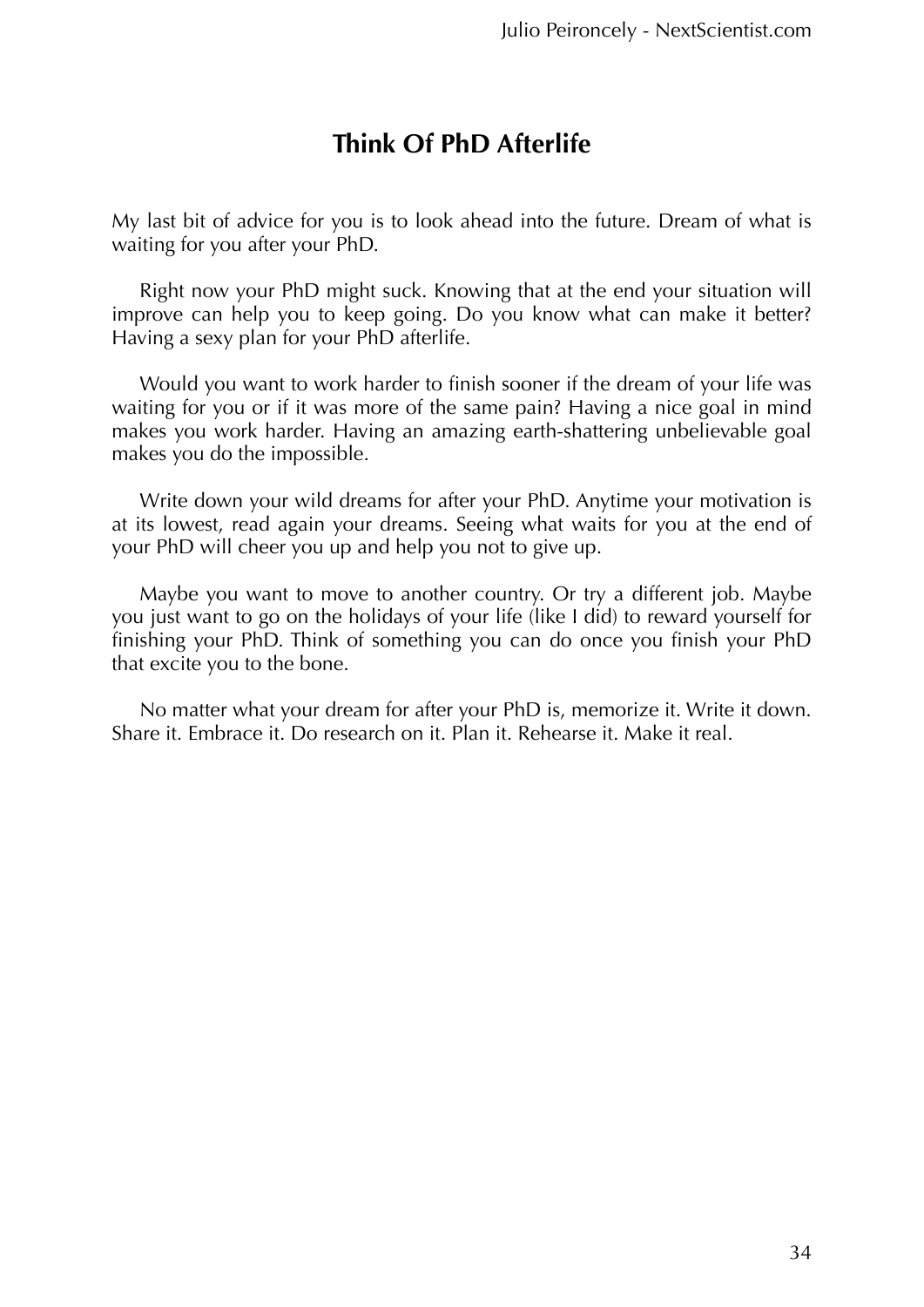# Think Of PhD Afterlife

My last bit of advice for you is to look ahead into the future. Dream of what is waiting for you after your PhD.

Right now your PhD might suck. Knowing that at the end your situation will improve can help you to keep going. Do you know what can make it better? Having a sexy plan for your PhD afterlife.

Would you want to work harder to finish sooner if the dream of your life was waiting for you or if it was more of the same pain? Having a nice goal in mind makes you work harder. Having an amazing earth-shattering unbelievable goal makes you do the impossible.

Write down your wild dreams for after your PhD. Anytime your motivation is at its lowest, read again your dreams. Seeing what waits for you at the end of your PhD will cheer you up and help you not to give up.

Maybe you want to move to another country. Or try a different job. Maybe you just want to go on the holidays of your life (like I did) to reward yourself for finishing your PhD. Think of something you can do once you finish your PhD that excite you to the bone.

No matter what your dream for after your PhD is, memorize it. Write it down. Share it. Embrace it. Do research on it. Plan it. Rehearse it. Make it real.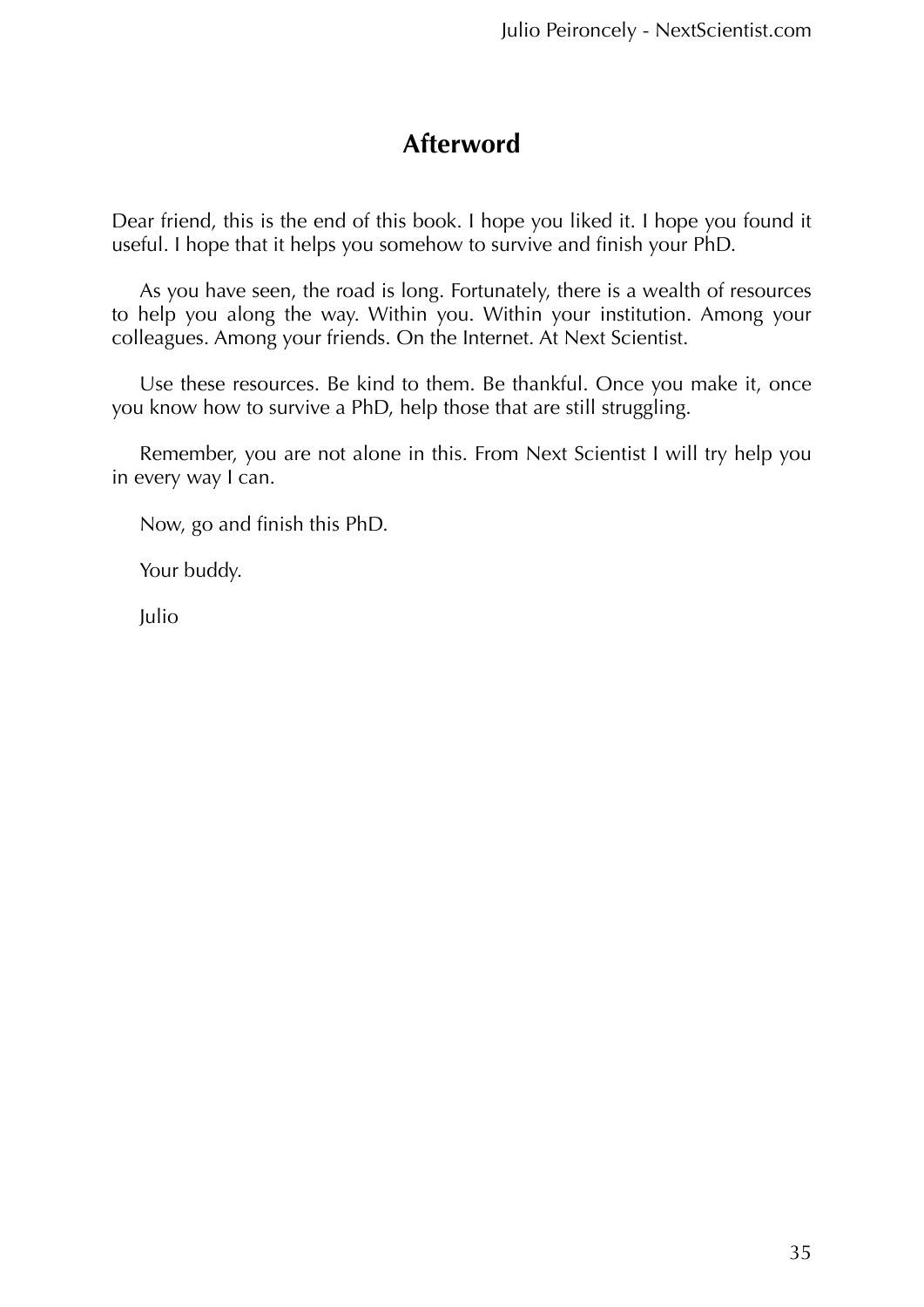# Afterword

Dear friend, this is the end of this book. I hope you liked it. I hope you found it useful. I hope that it helps you somehow to survive and finish your PhD.

As you have seen, the road is long. Fortunately, there is a wealth of resources to help you along the way. Within you. Within your institution. Among your colleagues. Among your friends. On the Internet. At Next Scientist.

Use these resources. Be kind to them. Be thankful. Once you make it, once you know how to survive a PhD, help those that are still struggling.

Remember, you are not alone in this. From Next Scientist I will try help you in every way I can.

Now, go and finish this PhD.

Your buddy.

Julio